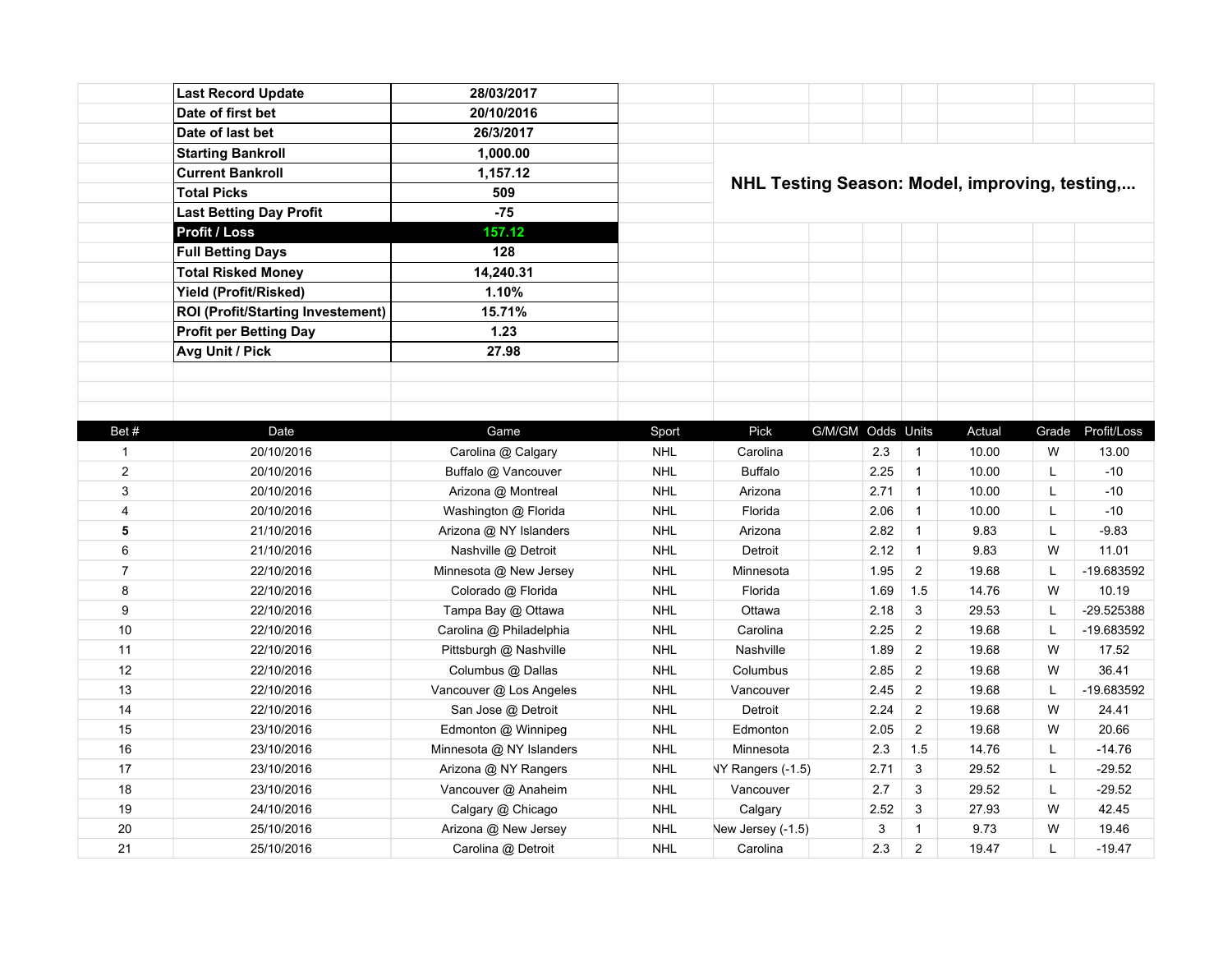## NHL Testing Season: Model, improving, testing,...

| | |
|---|---|
| **Last Record Update** | 28/03/2017 |
| **Date of first bet** | 20/10/2016 |
| **Date of last bet** | 26/3/2017 |
| **Starting Bankroll** | 1,000.00 |
| **Current Bankroll** | 1,157.12 |
| **Total Picks** | 509 |
| **Last Betting Day Profit** | -75 |
| **Profit / Loss** | 157.12 |
| **Full Betting Days** | 128 |
| **Total Risked Money** | 14,240.31 |
| **Yield (Profit/Risked)** | 1.10% |
| **ROI (Profit/Starting Investement)** | 15.71% |
| **Profit per Betting Day** | 1.23 |
| **Avg Unit / Pick** | 27.98 |

| Bet # | Date | Game | Sport | Pick | G/M/GM | Odds | Units | Actual | Grade | Profit/Loss |
|---|---|---|---|---|---|---|---|---|---|---|
| 1 | 20/10/2016 | Carolina @ Calgary | NHL | Carolina | | 2.3 | 1 | 10.00 | W | 13.00 |
| 2 | 20/10/2016 | Buffalo @ Vancouver | NHL | Buffalo | | 2.25 | 1 | 10.00 | L | -10 |
| 3 | 20/10/2016 | Arizona @ Montreal | NHL | Arizona | | 2.71 | 1 | 10.00 | L | -10 |
| 4 | 20/10/2016 | Washington @ Florida | NHL | Florida | | 2.06 | 1 | 10.00 | L | -10 |
| **5** | 21/10/2016 | Arizona @ NY Islanders | NHL | Arizona | | 2.82 | 1 | 9.83 | L | -9.83 |
| 6 | 21/10/2016 | Nashville @ Detroit | NHL | Detroit | | 2.12 | 1 | 9.83 | W | 11.01 |
| 7 | 22/10/2016 | Minnesota @ New Jersey | NHL | Minnesota | | 1.95 | 2 | 19.68 | L | -19.683592 |
| 8 | 22/10/2016 | Colorado @ Florida | NHL | Florida | | 1.69 | 1.5 | 14.76 | W | 10.19 |
| 9 | 22/10/2016 | Tampa Bay @ Ottawa | NHL | Ottawa | | 2.18 | 3 | 29.53 | L | -29.525388 |
| 10 | 22/10/2016 | Carolina @ Philadelphia | NHL | Carolina | | 2.25 | 2 | 19.68 | L | -19.683592 |
| 11 | 22/10/2016 | Pittsburgh @ Nashville | NHL | Nashville | | 1.89 | 2 | 19.68 | W | 17.52 |
| 12 | 22/10/2016 | Columbus @ Dallas | NHL | Columbus | | 2.85 | 2 | 19.68 | W | 36.41 |
| 13 | 22/10/2016 | Vancouver @ Los Angeles | NHL | Vancouver | | 2.45 | 2 | 19.68 | L | -19.683592 |
| 14 | 22/10/2016 | San Jose @ Detroit | NHL | Detroit | | 2.24 | 2 | 19.68 | W | 24.41 |
| 15 | 23/10/2016 | Edmonton @ Winnipeg | NHL | Edmonton | | 2.05 | 2 | 19.68 | W | 20.66 |
| 16 | 23/10/2016 | Minnesota @ NY Islanders | NHL | Minnesota | | 2.3 | 1.5 | 14.76 | L | -14.76 |
| 17 | 23/10/2016 | Arizona @ NY Rangers | NHL | NY Rangers (-1.5) | | 2.71 | 3 | 29.52 | L | -29.52 |
| 18 | 23/10/2016 | Vancouver @ Anaheim | NHL | Vancouver | | 2.7 | 3 | 29.52 | L | -29.52 |
| 19 | 24/10/2016 | Calgary @ Chicago | NHL | Calgary | | 2.52 | 3 | 27.93 | W | 42.45 |
| 20 | 25/10/2016 | Arizona @ New Jersey | NHL | New Jersey (-1.5) | | 3 | 1 | 9.73 | W | 19.46 |
| 21 | 25/10/2016 | Carolina @ Detroit | NHL | Carolina | | 2.3 | 2 | 19.47 | L | -19.47 |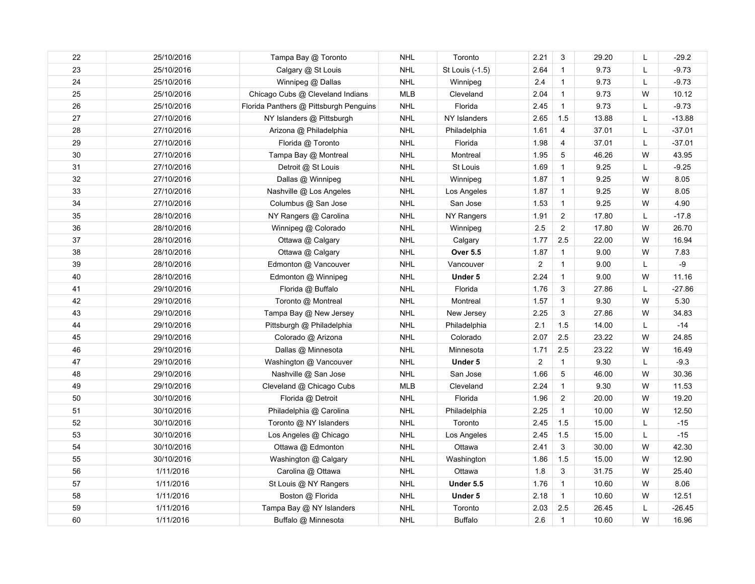| | | | | | | | | | | |
|---|---|---|---|---|---|---|---|---|---|---|
| 22 | 25/10/2016 | Tampa Bay @ Toronto | NHL | Toronto | | 2.21 | 3 | 29.20 | L | -29.2 |
| 23 | 25/10/2016 | Calgary @ St Louis | NHL | St Louis (-1.5) | | 2.64 | 1 | 9.73 | L | -9.73 |
| 24 | 25/10/2016 | Winnipeg @ Dallas | NHL | Winnipeg | | 2.4 | 1 | 9.73 | L | -9.73 |
| 25 | 25/10/2016 | Chicago Cubs @ Cleveland Indians | MLB | Cleveland | | 2.04 | 1 | 9.73 | W | 10.12 |
| 26 | 25/10/2016 | Florida Panthers @ Pittsburgh Penguins | NHL | Florida | | 2.45 | 1 | 9.73 | L | -9.73 |
| 27 | 27/10/2016 | NY Islanders @ Pittsburgh | NHL | NY Islanders | | 2.65 | 1.5 | 13.88 | L | -13.88 |
| 28 | 27/10/2016 | Arizona @ Philadelphia | NHL | Philadelphia | | 1.61 | 4 | 37.01 | L | -37.01 |
| 29 | 27/10/2016 | Florida @ Toronto | NHL | Florida | | 1.98 | 4 | 37.01 | L | -37.01 |
| 30 | 27/10/2016 | Tampa Bay @ Montreal | NHL | Montreal | | 1.95 | 5 | 46.26 | W | 43.95 |
| 31 | 27/10/2016 | Detroit @ St Louis | NHL | St Louis | | 1.69 | 1 | 9.25 | L | -9.25 |
| 32 | 27/10/2016 | Dallas @ Winnipeg | NHL | Winnipeg | | 1.87 | 1 | 9.25 | W | 8.05 |
| 33 | 27/10/2016 | Nashville @ Los Angeles | NHL | Los Angeles | | 1.87 | 1 | 9.25 | W | 8.05 |
| 34 | 27/10/2016 | Columbus @ San Jose | NHL | San Jose | | 1.53 | 1 | 9.25 | W | 4.90 |
| 35 | 28/10/2016 | NY Rangers @ Carolina | NHL | NY Rangers | | 1.91 | 2 | 17.80 | L | -17.8 |
| 36 | 28/10/2016 | Winnipeg @ Colorado | NHL | Winnipeg | | 2.5 | 2 | 17.80 | W | 26.70 |
| 37 | 28/10/2016 | Ottawa @ Calgary | NHL | Calgary | | 1.77 | 2.5 | 22.00 | W | 16.94 |
| 38 | 28/10/2016 | Ottawa @ Calgary | NHL | **Over 5.5** | | 1.87 | 1 | 9.00 | W | 7.83 |
| 39 | 28/10/2016 | Edmonton @ Vancouver | NHL | Vancouver | | 2 | 1 | 9.00 | L | -9 |
| 40 | 28/10/2016 | Edmonton @ Winnipeg | NHL | **Under 5** | | 2.24 | 1 | 9.00 | W | 11.16 |
| 41 | 29/10/2016 | Florida @ Buffalo | NHL | Florida | | 1.76 | 3 | 27.86 | L | -27.86 |
| 42 | 29/10/2016 | Toronto @ Montreal | NHL | Montreal | | 1.57 | 1 | 9.30 | W | 5.30 |
| 43 | 29/10/2016 | Tampa Bay @ New Jersey | NHL | New Jersey | | 2.25 | 3 | 27.86 | W | 34.83 |
| 44 | 29/10/2016 | Pittsburgh @ Philadelphia | NHL | Philadelphia | | 2.1 | 1.5 | 14.00 | L | -14 |
| 45 | 29/10/2016 | Colorado @ Arizona | NHL | Colorado | | 2.07 | 2.5 | 23.22 | W | 24.85 |
| 46 | 29/10/2016 | Dallas @ Minnesota | NHL | Minnesota | | 1.71 | 2.5 | 23.22 | W | 16.49 |
| 47 | 29/10/2016 | Washington @ Vancouver | NHL | **Under 5** | | 2 | 1 | 9.30 | L | -9.3 |
| 48 | 29/10/2016 | Nashville @ San Jose | NHL | San Jose | | 1.66 | 5 | 46.00 | W | 30.36 |
| 49 | 29/10/2016 | Cleveland @ Chicago Cubs | MLB | Cleveland | | 2.24 | 1 | 9.30 | W | 11.53 |
| 50 | 30/10/2016 | Florida @ Detroit | NHL | Florida | | 1.96 | 2 | 20.00 | W | 19.20 |
| 51 | 30/10/2016 | Philadelphia @ Carolina | NHL | Philadelphia | | 2.25 | 1 | 10.00 | W | 12.50 |
| 52 | 30/10/2016 | Toronto @ NY Islanders | NHL | Toronto | | 2.45 | 1.5 | 15.00 | L | -15 |
| 53 | 30/10/2016 | Los Angeles @ Chicago | NHL | Los Angeles | | 2.45 | 1.5 | 15.00 | L | -15 |
| 54 | 30/10/2016 | Ottawa @ Edmonton | NHL | Ottawa | | 2.41 | 3 | 30.00 | W | 42.30 |
| 55 | 30/10/2016 | Washington @ Calgary | NHL | Washington | | 1.86 | 1.5 | 15.00 | W | 12.90 |
| 56 | 1/11/2016 | Carolina @ Ottawa | NHL | Ottawa | | 1.8 | 3 | 31.75 | W | 25.40 |
| 57 | 1/11/2016 | St Louis @ NY Rangers | NHL | **Under 5.5** | | 1.76 | 1 | 10.60 | W | 8.06 |
| 58 | 1/11/2016 | Boston @ Florida | NHL | **Under 5** | | 2.18 | 1 | 10.60 | W | 12.51 |
| 59 | 1/11/2016 | Tampa Bay @ NY Islanders | NHL | Toronto | | 2.03 | 2.5 | 26.45 | L | -26.45 |
| 60 | 1/11/2016 | Buffalo @ Minnesota | NHL | Buffalo | | 2.6 | 1 | 10.60 | W | 16.96 |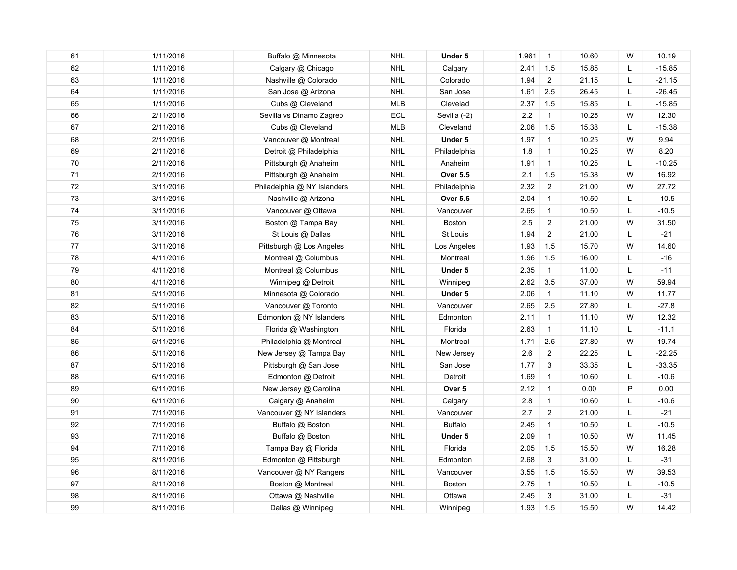| | | | | | | | | | | |
|---|---|---|---|---|---|---|---|---|---|---|
| 61 | 1/11/2016 | Buffalo @ Minnesota | NHL | **Under 5** | | 1.961 | 1 | 10.60 | W | 10.19 |
| 62 | 1/11/2016 | Calgary @ Chicago | NHL | Calgary | | 2.41 | 1.5 | 15.85 | L | -15.85 |
| 63 | 1/11/2016 | Nashville @ Colorado | NHL | Colorado | | 1.94 | 2 | 21.15 | L | -21.15 |
| 64 | 1/11/2016 | San Jose @ Arizona | NHL | San Jose | | 1.61 | 2.5 | 26.45 | L | -26.45 |
| 65 | 1/11/2016 | Cubs @ Cleveland | MLB | Clevelad | | 2.37 | 1.5 | 15.85 | L | -15.85 |
| 66 | 2/11/2016 | Sevilla vs Dinamo Zagreb | ECL | Sevilla (-2) | | 2.2 | 1 | 10.25 | W | 12.30 |
| 67 | 2/11/2016 | Cubs @ Cleveland | MLB | Cleveland | | 2.06 | 1.5 | 15.38 | L | -15.38 |
| 68 | 2/11/2016 | Vancouver @ Montreal | NHL | **Under 5** | | 1.97 | 1 | 10.25 | W | 9.94 |
| 69 | 2/11/2016 | Detroit @ Philadelphia | NHL | Philadelphia | | 1.8 | 1 | 10.25 | W | 8.20 |
| 70 | 2/11/2016 | Pittsburgh @ Anaheim | NHL | Anaheim | | 1.91 | 1 | 10.25 | L | -10.25 |
| 71 | 2/11/2016 | Pittsburgh @ Anaheim | NHL | **Over 5.5** | | 2.1 | 1.5 | 15.38 | W | 16.92 |
| 72 | 3/11/2016 | Philadelphia @ NY Islanders | NHL | Philadelphia | | 2.32 | 2 | 21.00 | W | 27.72 |
| 73 | 3/11/2016 | Nashville @ Arizona | NHL | **Over 5.5** | | 2.04 | 1 | 10.50 | L | -10.5 |
| 74 | 3/11/2016 | Vancouver @ Ottawa | NHL | Vancouver | | 2.65 | 1 | 10.50 | L | -10.5 |
| 75 | 3/11/2016 | Boston @ Tampa Bay | NHL | Boston | | 2.5 | 2 | 21.00 | W | 31.50 |
| 76 | 3/11/2016 | St Louis @ Dallas | NHL | St Louis | | 1.94 | 2 | 21.00 | L | -21 |
| 77 | 3/11/2016 | Pittsburgh @ Los Angeles | NHL | Los Angeles | | 1.93 | 1.5 | 15.70 | W | 14.60 |
| 78 | 4/11/2016 | Montreal @ Columbus | NHL | Montreal | | 1.96 | 1.5 | 16.00 | L | -16 |
| 79 | 4/11/2016 | Montreal @ Columbus | NHL | **Under 5** | | 2.35 | 1 | 11.00 | L | -11 |
| 80 | 4/11/2016 | Winnipeg @ Detroit | NHL | Winnipeg | | 2.62 | 3.5 | 37.00 | W | 59.94 |
| 81 | 5/11/2016 | Minnesota @ Colorado | NHL | **Under 5** | | 2.06 | 1 | 11.10 | W | 11.77 |
| 82 | 5/11/2016 | Vancouver @ Toronto | NHL | Vancouver | | 2.65 | 2.5 | 27.80 | L | -27.8 |
| 83 | 5/11/2016 | Edmonton @ NY Islanders | NHL | Edmonton | | 2.11 | 1 | 11.10 | W | 12.32 |
| 84 | 5/11/2016 | Florida @ Washington | NHL | Florida | | 2.63 | 1 | 11.10 | L | -11.1 |
| 85 | 5/11/2016 | Philadelphia @ Montreal | NHL | Montreal | | 1.71 | 2.5 | 27.80 | W | 19.74 |
| 86 | 5/11/2016 | New Jersey @ Tampa Bay | NHL | New Jersey | | 2.6 | 2 | 22.25 | L | -22.25 |
| 87 | 5/11/2016 | Pittsburgh @ San Jose | NHL | San Jose | | 1.77 | 3 | 33.35 | L | -33.35 |
| 88 | 6/11/2016 | Edmonton @ Detroit | NHL | Detroit | | 1.69 | 1 | 10.60 | L | -10.6 |
| 89 | 6/11/2016 | New Jersey @ Carolina | NHL | **Over 5** | | 2.12 | 1 | 0.00 | P | 0.00 |
| 90 | 6/11/2016 | Calgary @ Anaheim | NHL | Calgary | | 2.8 | 1 | 10.60 | L | -10.6 |
| 91 | 7/11/2016 | Vancouver @ NY Islanders | NHL | Vancouver | | 2.7 | 2 | 21.00 | L | -21 |
| 92 | 7/11/2016 | Buffalo @ Boston | NHL | Buffalo | | 2.45 | 1 | 10.50 | L | -10.5 |
| 93 | 7/11/2016 | Buffalo @ Boston | NHL | **Under 5** | | 2.09 | 1 | 10.50 | W | 11.45 |
| 94 | 7/11/2016 | Tampa Bay @ Florida | NHL | Florida | | 2.05 | 1.5 | 15.50 | W | 16.28 |
| 95 | 8/11/2016 | Edmonton @ Pittsburgh | NHL | Edmonton | | 2.68 | 3 | 31.00 | L | -31 |
| 96 | 8/11/2016 | Vancouver @ NY Rangers | NHL | Vancouver | | 3.55 | 1.5 | 15.50 | W | 39.53 |
| 97 | 8/11/2016 | Boston @ Montreal | NHL | Boston | | 2.75 | 1 | 10.50 | L | -10.5 |
| 98 | 8/11/2016 | Ottawa @ Nashville | NHL | Ottawa | | 2.45 | 3 | 31.00 | L | -31 |
| 99 | 8/11/2016 | Dallas @ Winnipeg | NHL | Winnipeg | | 1.93 | 1.5 | 15.50 | W | 14.42 |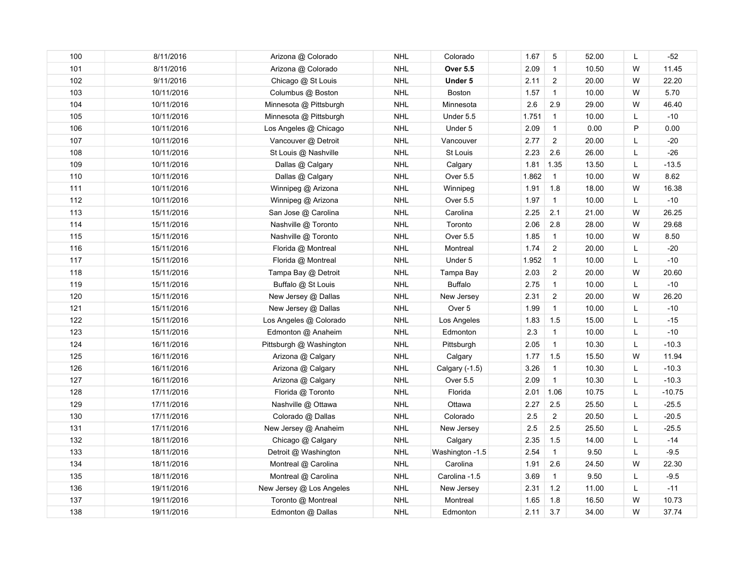| | | | | | | | | | | |
|---|---|---|---|---|---|---|---|---|---|---|
| 100 | 8/11/2016 | Arizona @ Colorado | NHL | Colorado | | 1.67 | 5 | 52.00 | L | -52 |
| 101 | 8/11/2016 | Arizona @ Colorado | NHL | **Over 5.5** | | 2.09 | 1 | 10.50 | W | 11.45 |
| 102 | 9/11/2016 | Chicago @ St Louis | NHL | **Under 5** | | 2.11 | 2 | 20.00 | W | 22.20 |
| 103 | 10/11/2016 | Columbus @ Boston | NHL | Boston | | 1.57 | 1 | 10.00 | W | 5.70 |
| 104 | 10/11/2016 | Minnesota @ Pittsburgh | NHL | Minnesota | | 2.6 | 2.9 | 29.00 | W | 46.40 |
| 105 | 10/11/2016 | Minnesota @ Pittsburgh | NHL | Under 5.5 | | 1.751 | 1 | 10.00 | L | -10 |
| 106 | 10/11/2016 | Los Angeles @ Chicago | NHL | Under 5 | | 2.09 | 1 | 0.00 | P | 0.00 |
| 107 | 10/11/2016 | Vancouver @ Detroit | NHL | Vancouver | | 2.77 | 2 | 20.00 | L | -20 |
| 108 | 10/11/2016 | St Louis @ Nashville | NHL | St Louis | | 2.23 | 2.6 | 26.00 | L | -26 |
| 109 | 10/11/2016 | Dallas @ Calgary | NHL | Calgary | | 1.81 | 1.35 | 13.50 | L | -13.5 |
| 110 | 10/11/2016 | Dallas @ Calgary | NHL | Over 5.5 | | 1.862 | 1 | 10.00 | W | 8.62 |
| 111 | 10/11/2016 | Winnipeg @ Arizona | NHL | Winnipeg | | 1.91 | 1.8 | 18.00 | W | 16.38 |
| 112 | 10/11/2016 | Winnipeg @ Arizona | NHL | Over 5.5 | | 1.97 | 1 | 10.00 | L | -10 |
| 113 | 15/11/2016 | San Jose @ Carolina | NHL | Carolina | | 2.25 | 2.1 | 21.00 | W | 26.25 |
| 114 | 15/11/2016 | Nashville @ Toronto | NHL | Toronto | | 2.06 | 2.8 | 28.00 | W | 29.68 |
| 115 | 15/11/2016 | Nashville @ Toronto | NHL | Over 5.5 | | 1.85 | 1 | 10.00 | W | 8.50 |
| 116 | 15/11/2016 | Florida @ Montreal | NHL | Montreal | | 1.74 | 2 | 20.00 | L | -20 |
| 117 | 15/11/2016 | Florida @ Montreal | NHL | Under 5 | | 1.952 | 1 | 10.00 | L | -10 |
| 118 | 15/11/2016 | Tampa Bay @ Detroit | NHL | Tampa Bay | | 2.03 | 2 | 20.00 | W | 20.60 |
| 119 | 15/11/2016 | Buffalo @ St Louis | NHL | Buffalo | | 2.75 | 1 | 10.00 | L | -10 |
| 120 | 15/11/2016 | New Jersey @ Dallas | NHL | New Jersey | | 2.31 | 2 | 20.00 | W | 26.20 |
| 121 | 15/11/2016 | New Jersey @ Dallas | NHL | Over 5 | | 1.99 | 1 | 10.00 | L | -10 |
| 122 | 15/11/2016 | Los Angeles @ Colorado | NHL | Los Angeles | | 1.83 | 1.5 | 15.00 | L | -15 |
| 123 | 15/11/2016 | Edmonton @ Anaheim | NHL | Edmonton | | 2.3 | 1 | 10.00 | L | -10 |
| 124 | 16/11/2016 | Pittsburgh @ Washington | NHL | Pittsburgh | | 2.05 | 1 | 10.30 | L | -10.3 |
| 125 | 16/11/2016 | Arizona @ Calgary | NHL | Calgary | | 1.77 | 1.5 | 15.50 | W | 11.94 |
| 126 | 16/11/2016 | Arizona @ Calgary | NHL | Calgary (-1.5) | | 3.26 | 1 | 10.30 | L | -10.3 |
| 127 | 16/11/2016 | Arizona @ Calgary | NHL | Over 5.5 | | 2.09 | 1 | 10.30 | L | -10.3 |
| 128 | 17/11/2016 | Florida @ Toronto | NHL | Florida | | 2.01 | 1.06 | 10.75 | L | -10.75 |
| 129 | 17/11/2016 | Nashville @ Ottawa | NHL | Ottawa | | 2.27 | 2.5 | 25.50 | L | -25.5 |
| 130 | 17/11/2016 | Colorado @ Dallas | NHL | Colorado | | 2.5 | 2 | 20.50 | L | -20.5 |
| 131 | 17/11/2016 | New Jersey @ Anaheim | NHL | New Jersey | | 2.5 | 2.5 | 25.50 | L | -25.5 |
| 132 | 18/11/2016 | Chicago @ Calgary | NHL | Calgary | | 2.35 | 1.5 | 14.00 | L | -14 |
| 133 | 18/11/2016 | Detroit @ Washington | NHL | Washington -1.5 | | 2.54 | 1 | 9.50 | L | -9.5 |
| 134 | 18/11/2016 | Montreal @ Carolina | NHL | Carolina | | 1.91 | 2.6 | 24.50 | W | 22.30 |
| 135 | 18/11/2016 | Montreal @ Carolina | NHL | Carolina -1.5 | | 3.69 | 1 | 9.50 | L | -9.5 |
| 136 | 19/11/2016 | New Jersey @ Los Angeles | NHL | New Jersey | | 2.31 | 1.2 | 11.00 | L | -11 |
| 137 | 19/11/2016 | Toronto @ Montreal | NHL | Montreal | | 1.65 | 1.8 | 16.50 | W | 10.73 |
| 138 | 19/11/2016 | Edmonton @ Dallas | NHL | Edmonton | | 2.11 | 3.7 | 34.00 | W | 37.74 |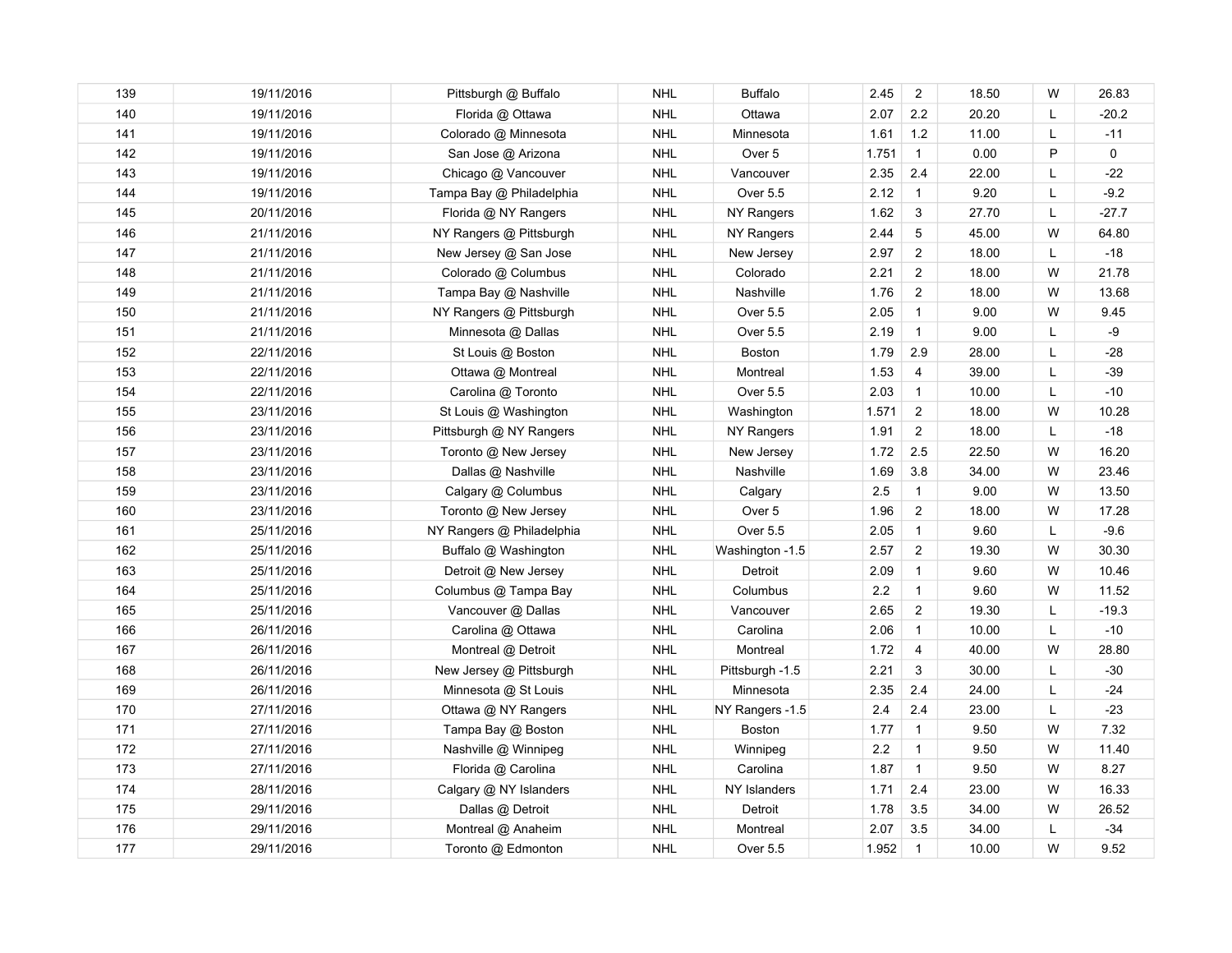| | | | | | | | | | | |
|---|---|---|---|---|---|---|---|---|---|---|
| 139 | 19/11/2016 | Pittsburgh @ Buffalo | NHL | Buffalo | | 2.45 | 2 | 18.50 | W | 26.83 |
| 140 | 19/11/2016 | Florida @ Ottawa | NHL | Ottawa | | 2.07 | 2.2 | 20.20 | L | -20.2 |
| 141 | 19/11/2016 | Colorado @ Minnesota | NHL | Minnesota | | 1.61 | 1.2 | 11.00 | L | -11 |
| 142 | 19/11/2016 | San Jose @ Arizona | NHL | Over 5 | | 1.751 | 1 | 0.00 | P | 0 |
| 143 | 19/11/2016 | Chicago @ Vancouver | NHL | Vancouver | | 2.35 | 2.4 | 22.00 | L | -22 |
| 144 | 19/11/2016 | Tampa Bay @ Philadelphia | NHL | Over 5.5 | | 2.12 | 1 | 9.20 | L | -9.2 |
| 145 | 20/11/2016 | Florida @ NY Rangers | NHL | NY Rangers | | 1.62 | 3 | 27.70 | L | -27.7 |
| 146 | 21/11/2016 | NY Rangers @ Pittsburgh | NHL | NY Rangers | | 2.44 | 5 | 45.00 | W | 64.80 |
| 147 | 21/11/2016 | New Jersey @ San Jose | NHL | New Jersey | | 2.97 | 2 | 18.00 | L | -18 |
| 148 | 21/11/2016 | Colorado @ Columbus | NHL | Colorado | | 2.21 | 2 | 18.00 | W | 21.78 |
| 149 | 21/11/2016 | Tampa Bay @ Nashville | NHL | Nashville | | 1.76 | 2 | 18.00 | W | 13.68 |
| 150 | 21/11/2016 | NY Rangers @ Pittsburgh | NHL | Over 5.5 | | 2.05 | 1 | 9.00 | W | 9.45 |
| 151 | 21/11/2016 | Minnesota @ Dallas | NHL | Over 5.5 | | 2.19 | 1 | 9.00 | L | -9 |
| 152 | 22/11/2016 | St Louis @ Boston | NHL | Boston | | 1.79 | 2.9 | 28.00 | L | -28 |
| 153 | 22/11/2016 | Ottawa @ Montreal | NHL | Montreal | | 1.53 | 4 | 39.00 | L | -39 |
| 154 | 22/11/2016 | Carolina @ Toronto | NHL | Over 5.5 | | 2.03 | 1 | 10.00 | L | -10 |
| 155 | 23/11/2016 | St Louis @ Washington | NHL | Washington | | 1.571 | 2 | 18.00 | W | 10.28 |
| 156 | 23/11/2016 | Pittsburgh @ NY Rangers | NHL | NY Rangers | | 1.91 | 2 | 18.00 | L | -18 |
| 157 | 23/11/2016 | Toronto @ New Jersey | NHL | New Jersey | | 1.72 | 2.5 | 22.50 | W | 16.20 |
| 158 | 23/11/2016 | Dallas @ Nashville | NHL | Nashville | | 1.69 | 3.8 | 34.00 | W | 23.46 |
| 159 | 23/11/2016 | Calgary @ Columbus | NHL | Calgary | | 2.5 | 1 | 9.00 | W | 13.50 |
| 160 | 23/11/2016 | Toronto @ New Jersey | NHL | Over 5 | | 1.96 | 2 | 18.00 | W | 17.28 |
| 161 | 25/11/2016 | NY Rangers @ Philadelphia | NHL | Over 5.5 | | 2.05 | 1 | 9.60 | L | -9.6 |
| 162 | 25/11/2016 | Buffalo @ Washington | NHL | Washington -1.5 | | 2.57 | 2 | 19.30 | W | 30.30 |
| 163 | 25/11/2016 | Detroit @ New Jersey | NHL | Detroit | | 2.09 | 1 | 9.60 | W | 10.46 |
| 164 | 25/11/2016 | Columbus @ Tampa Bay | NHL | Columbus | | 2.2 | 1 | 9.60 | W | 11.52 |
| 165 | 25/11/2016 | Vancouver @ Dallas | NHL | Vancouver | | 2.65 | 2 | 19.30 | L | -19.3 |
| 166 | 26/11/2016 | Carolina @ Ottawa | NHL | Carolina | | 2.06 | 1 | 10.00 | L | -10 |
| 167 | 26/11/2016 | Montreal @ Detroit | NHL | Montreal | | 1.72 | 4 | 40.00 | W | 28.80 |
| 168 | 26/11/2016 | New Jersey @ Pittsburgh | NHL | Pittsburgh -1.5 | | 2.21 | 3 | 30.00 | L | -30 |
| 169 | 26/11/2016 | Minnesota @ St Louis | NHL | Minnesota | | 2.35 | 2.4 | 24.00 | L | -24 |
| 170 | 27/11/2016 | Ottawa @ NY Rangers | NHL | NY Rangers -1.5 | | 2.4 | 2.4 | 23.00 | L | -23 |
| 171 | 27/11/2016 | Tampa Bay @ Boston | NHL | Boston | | 1.77 | 1 | 9.50 | W | 7.32 |
| 172 | 27/11/2016 | Nashville @ Winnipeg | NHL | Winnipeg | | 2.2 | 1 | 9.50 | W | 11.40 |
| 173 | 27/11/2016 | Florida @ Carolina | NHL | Carolina | | 1.87 | 1 | 9.50 | W | 8.27 |
| 174 | 28/11/2016 | Calgary @ NY Islanders | NHL | NY Islanders | | 1.71 | 2.4 | 23.00 | W | 16.33 |
| 175 | 29/11/2016 | Dallas @ Detroit | NHL | Detroit | | 1.78 | 3.5 | 34.00 | W | 26.52 |
| 176 | 29/11/2016 | Montreal @ Anaheim | NHL | Montreal | | 2.07 | 3.5 | 34.00 | L | -34 |
| 177 | 29/11/2016 | Toronto @ Edmonton | NHL | Over 5.5 | | 1.952 | 1 | 10.00 | W | 9.52 |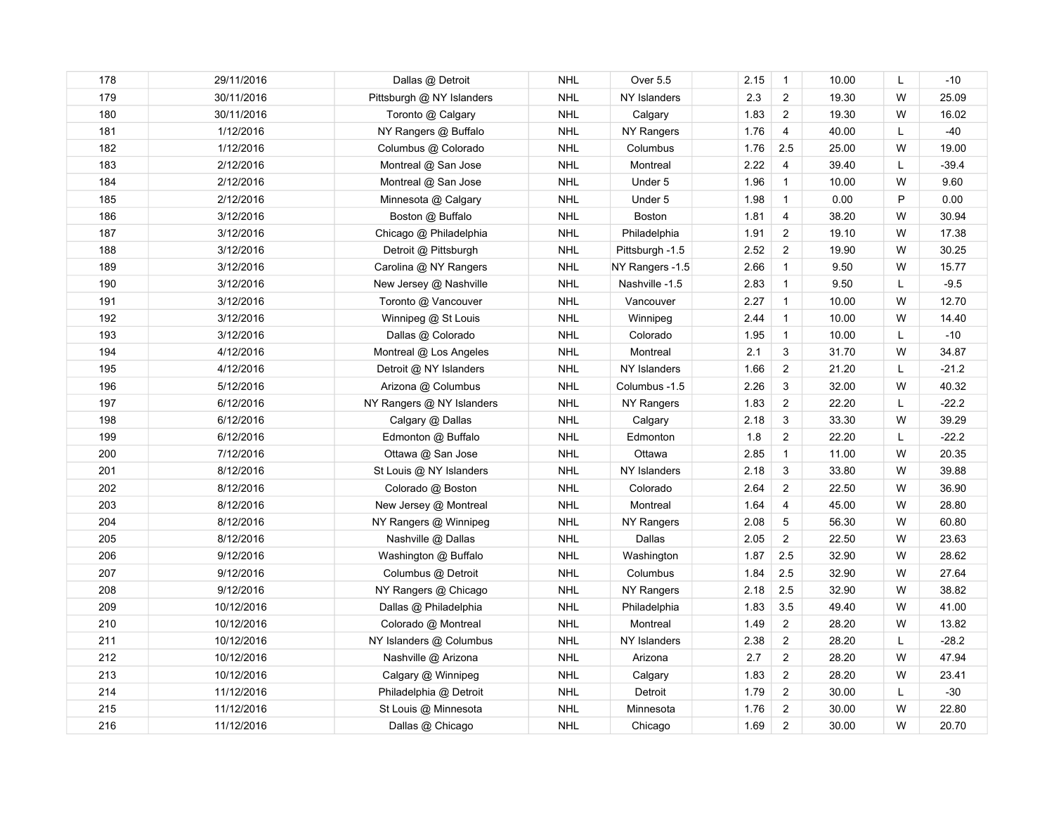| | | | | | | | | | | |
|---|---|---|---|---|---|---|---|---|---|---|
| 178 | 29/11/2016 | Dallas @ Detroit | NHL | Over 5.5 | | 2.15 | 1 | 10.00 | L | -10 |
| 179 | 30/11/2016 | Pittsburgh @ NY Islanders | NHL | NY Islanders | | 2.3 | 2 | 19.30 | W | 25.09 |
| 180 | 30/11/2016 | Toronto @ Calgary | NHL | Calgary | | 1.83 | 2 | 19.30 | W | 16.02 |
| 181 | 1/12/2016 | NY Rangers @ Buffalo | NHL | NY Rangers | | 1.76 | 4 | 40.00 | L | -40 |
| 182 | 1/12/2016 | Columbus @ Colorado | NHL | Columbus | | 1.76 | 2.5 | 25.00 | W | 19.00 |
| 183 | 2/12/2016 | Montreal @ San Jose | NHL | Montreal | | 2.22 | 4 | 39.40 | L | -39.4 |
| 184 | 2/12/2016 | Montreal @ San Jose | NHL | Under 5 | | 1.96 | 1 | 10.00 | W | 9.60 |
| 185 | 2/12/2016 | Minnesota @ Calgary | NHL | Under 5 | | 1.98 | 1 | 0.00 | P | 0.00 |
| 186 | 3/12/2016 | Boston @ Buffalo | NHL | Boston | | 1.81 | 4 | 38.20 | W | 30.94 |
| 187 | 3/12/2016 | Chicago @ Philadelphia | NHL | Philadelphia | | 1.91 | 2 | 19.10 | W | 17.38 |
| 188 | 3/12/2016 | Detroit @ Pittsburgh | NHL | Pittsburgh -1.5 | | 2.52 | 2 | 19.90 | W | 30.25 |
| 189 | 3/12/2016 | Carolina @ NY Rangers | NHL | NY Rangers -1.5 | | 2.66 | 1 | 9.50 | W | 15.77 |
| 190 | 3/12/2016 | New Jersey @ Nashville | NHL | Nashville -1.5 | | 2.83 | 1 | 9.50 | L | -9.5 |
| 191 | 3/12/2016 | Toronto @ Vancouver | NHL | Vancouver | | 2.27 | 1 | 10.00 | W | 12.70 |
| 192 | 3/12/2016 | Winnipeg @ St Louis | NHL | Winnipeg | | 2.44 | 1 | 10.00 | W | 14.40 |
| 193 | 3/12/2016 | Dallas @ Colorado | NHL | Colorado | | 1.95 | 1 | 10.00 | L | -10 |
| 194 | 4/12/2016 | Montreal @ Los Angeles | NHL | Montreal | | 2.1 | 3 | 31.70 | W | 34.87 |
| 195 | 4/12/2016 | Detroit @ NY Islanders | NHL | NY Islanders | | 1.66 | 2 | 21.20 | L | -21.2 |
| 196 | 5/12/2016 | Arizona @ Columbus | NHL | Columbus -1.5 | | 2.26 | 3 | 32.00 | W | 40.32 |
| 197 | 6/12/2016 | NY Rangers @ NY Islanders | NHL | NY Rangers | | 1.83 | 2 | 22.20 | L | -22.2 |
| 198 | 6/12/2016 | Calgary @ Dallas | NHL | Calgary | | 2.18 | 3 | 33.30 | W | 39.29 |
| 199 | 6/12/2016 | Edmonton @ Buffalo | NHL | Edmonton | | 1.8 | 2 | 22.20 | L | -22.2 |
| 200 | 7/12/2016 | Ottawa @ San Jose | NHL | Ottawa | | 2.85 | 1 | 11.00 | W | 20.35 |
| 201 | 8/12/2016 | St Louis @ NY Islanders | NHL | NY Islanders | | 2.18 | 3 | 33.80 | W | 39.88 |
| 202 | 8/12/2016 | Colorado @ Boston | NHL | Colorado | | 2.64 | 2 | 22.50 | W | 36.90 |
| 203 | 8/12/2016 | New Jersey @ Montreal | NHL | Montreal | | 1.64 | 4 | 45.00 | W | 28.80 |
| 204 | 8/12/2016 | NY Rangers @ Winnipeg | NHL | NY Rangers | | 2.08 | 5 | 56.30 | W | 60.80 |
| 205 | 8/12/2016 | Nashville @ Dallas | NHL | Dallas | | 2.05 | 2 | 22.50 | W | 23.63 |
| 206 | 9/12/2016 | Washington @ Buffalo | NHL | Washington | | 1.87 | 2.5 | 32.90 | W | 28.62 |
| 207 | 9/12/2016 | Columbus @ Detroit | NHL | Columbus | | 1.84 | 2.5 | 32.90 | W | 27.64 |
| 208 | 9/12/2016 | NY Rangers @ Chicago | NHL | NY Rangers | | 2.18 | 2.5 | 32.90 | W | 38.82 |
| 209 | 10/12/2016 | Dallas @ Philadelphia | NHL | Philadelphia | | 1.83 | 3.5 | 49.40 | W | 41.00 |
| 210 | 10/12/2016 | Colorado @ Montreal | NHL | Montreal | | 1.49 | 2 | 28.20 | W | 13.82 |
| 211 | 10/12/2016 | NY Islanders @ Columbus | NHL | NY Islanders | | 2.38 | 2 | 28.20 | L | -28.2 |
| 212 | 10/12/2016 | Nashville @ Arizona | NHL | Arizona | | 2.7 | 2 | 28.20 | W | 47.94 |
| 213 | 10/12/2016 | Calgary @ Winnipeg | NHL | Calgary | | 1.83 | 2 | 28.20 | W | 23.41 |
| 214 | 11/12/2016 | Philadelphia @ Detroit | NHL | Detroit | | 1.79 | 2 | 30.00 | L | -30 |
| 215 | 11/12/2016 | St Louis @ Minnesota | NHL | Minnesota | | 1.76 | 2 | 30.00 | W | 22.80 |
| 216 | 11/12/2016 | Dallas @ Chicago | NHL | Chicago | | 1.69 | 2 | 30.00 | W | 20.70 |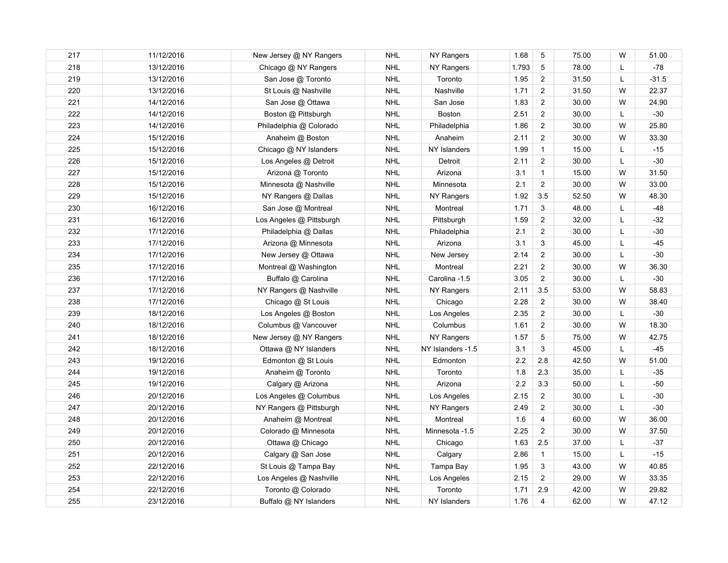| | | | | | | | | | | |
|---|---|---|---|---|---|---|---|---|---|---|
| 217 | 11/12/2016 | New Jersey @ NY Rangers | NHL | NY Rangers | | 1.68 | 5 | 75.00 | W | 51.00 |
| 218 | 13/12/2016 | Chicago @ NY Rangers | NHL | NY Rangers | | 1.793 | 5 | 78.00 | L | -78 |
| 219 | 13/12/2016 | San Jose @ Toronto | NHL | Toronto | | 1.95 | 2 | 31.50 | L | -31.5 |
| 220 | 13/12/2016 | St Louis @ Nashville | NHL | Nashville | | 1.71 | 2 | 31.50 | W | 22.37 |
| 221 | 14/12/2016 | San Jose @ Ottawa | NHL | San Jose | | 1.83 | 2 | 30.00 | W | 24.90 |
| 222 | 14/12/2016 | Boston @ Pittsburgh | NHL | Boston | | 2.51 | 2 | 30.00 | L | -30 |
| 223 | 14/12/2016 | Philadelphia @ Colorado | NHL | Philadelphia | | 1.86 | 2 | 30.00 | W | 25.80 |
| 224 | 15/12/2016 | Anaheim @ Boston | NHL | Anaheim | | 2.11 | 2 | 30.00 | W | 33.30 |
| 225 | 15/12/2016 | Chicago @ NY Islanders | NHL | NY Islanders | | 1.99 | 1 | 15.00 | L | -15 |
| 226 | 15/12/2016 | Los Angeles @ Detroit | NHL | Detroit | | 2.11 | 2 | 30.00 | L | -30 |
| 227 | 15/12/2016 | Arizona @ Toronto | NHL | Arizona | | 3.1 | 1 | 15.00 | W | 31.50 |
| 228 | 15/12/2016 | Minnesota @ Nashville | NHL | Minnesota | | 2.1 | 2 | 30.00 | W | 33.00 |
| 229 | 15/12/2016 | NY Rangers @ Dallas | NHL | NY Rangers | | 1.92 | 3.5 | 52.50 | W | 48.30 |
| 230 | 16/12/2016 | San Jose @ Montreal | NHL | Montreal | | 1.71 | 3 | 48.00 | L | -48 |
| 231 | 16/12/2016 | Los Angeles @ Pittsburgh | NHL | Pittsburgh | | 1.59 | 2 | 32.00 | L | -32 |
| 232 | 17/12/2016 | Philadelphia @ Dallas | NHL | Philadelphia | | 2.1 | 2 | 30.00 | L | -30 |
| 233 | 17/12/2016 | Arizona @ Minnesota | NHL | Arizona | | 3.1 | 3 | 45.00 | L | -45 |
| 234 | 17/12/2016 | New Jersey @ Ottawa | NHL | New Jersey | | 2.14 | 2 | 30.00 | L | -30 |
| 235 | 17/12/2016 | Montreal @ Washington | NHL | Montreal | | 2.21 | 2 | 30.00 | W | 36.30 |
| 236 | 17/12/2016 | Buffalo @ Carolina | NHL | Carolina -1.5 | | 3.05 | 2 | 30.00 | L | -30 |
| 237 | 17/12/2016 | NY Rangers @ Nashville | NHL | NY Rangers | | 2.11 | 3.5 | 53.00 | W | 58.83 |
| 238 | 17/12/2016 | Chicago @ St Louis | NHL | Chicago | | 2.28 | 2 | 30.00 | W | 38.40 |
| 239 | 18/12/2016 | Los Angeles @ Boston | NHL | Los Angeles | | 2.35 | 2 | 30.00 | L | -30 |
| 240 | 18/12/2016 | Columbus @ Vancouver | NHL | Columbus | | 1.61 | 2 | 30.00 | W | 18.30 |
| 241 | 18/12/2016 | New Jersey @ NY Rangers | NHL | NY Rangers | | 1.57 | 5 | 75.00 | W | 42.75 |
| 242 | 18/12/2016 | Ottawa @ NY Islanders | NHL | NY Islanders -1.5 | | 3.1 | 3 | 45.00 | L | -45 |
| 243 | 19/12/2016 | Edmonton @ St Louis | NHL | Edmonton | | 2.2 | 2.8 | 42.50 | W | 51.00 |
| 244 | 19/12/2016 | Anaheim @ Toronto | NHL | Toronto | | 1.8 | 2.3 | 35.00 | L | -35 |
| 245 | 19/12/2016 | Calgary @ Arizona | NHL | Arizona | | 2.2 | 3.3 | 50.00 | L | -50 |
| 246 | 20/12/2016 | Los Angeles @ Columbus | NHL | Los Angeles | | 2.15 | 2 | 30.00 | L | -30 |
| 247 | 20/12/2016 | NY Rangers @ Pittsburgh | NHL | NY Rangers | | 2.49 | 2 | 30.00 | L | -30 |
| 248 | 20/12/2016 | Anaheim @ Montreal | NHL | Montreal | | 1.6 | 4 | 60.00 | W | 36.00 |
| 249 | 20/12/2016 | Colorado @ Minnesota | NHL | Minnesota -1.5 | | 2.25 | 2 | 30.00 | W | 37.50 |
| 250 | 20/12/2016 | Ottawa @ Chicago | NHL | Chicago | | 1.63 | 2.5 | 37.00 | L | -37 |
| 251 | 20/12/2016 | Calgary @ San Jose | NHL | Calgary | | 2.86 | 1 | 15.00 | L | -15 |
| 252 | 22/12/2016 | St Louis @ Tampa Bay | NHL | Tampa Bay | | 1.95 | 3 | 43.00 | W | 40.85 |
| 253 | 22/12/2016 | Los Angeles @ Nashville | NHL | Los Angeles | | 2.15 | 2 | 29.00 | W | 33.35 |
| 254 | 22/12/2016 | Toronto @ Colorado | NHL | Toronto | | 1.71 | 2.9 | 42.00 | W | 29.82 |
| 255 | 23/12/2016 | Buffalo @ NY Islanders | NHL | NY Islanders | | 1.76 | 4 | 62.00 | W | 47.12 |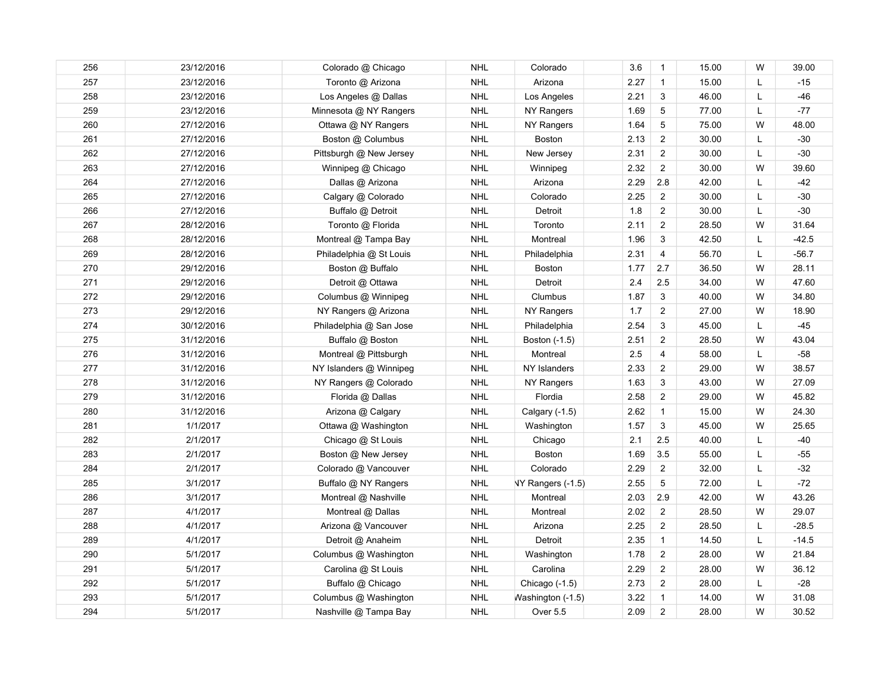| | | | | | | | | | | |
|---|---|---|---|---|---|---|---|---|---|---|
| 256 | 23/12/2016 | Colorado @ Chicago | NHL | Colorado | | 3.6 | 1 | 15.00 | W | 39.00 |
| 257 | 23/12/2016 | Toronto @ Arizona | NHL | Arizona | | 2.27 | 1 | 15.00 | L | -15 |
| 258 | 23/12/2016 | Los Angeles @ Dallas | NHL | Los Angeles | | 2.21 | 3 | 46.00 | L | -46 |
| 259 | 23/12/2016 | Minnesota @ NY Rangers | NHL | NY Rangers | | 1.69 | 5 | 77.00 | L | -77 |
| 260 | 27/12/2016 | Ottawa @ NY Rangers | NHL | NY Rangers | | 1.64 | 5 | 75.00 | W | 48.00 |
| 261 | 27/12/2016 | Boston @ Columbus | NHL | Boston | | 2.13 | 2 | 30.00 | L | -30 |
| 262 | 27/12/2016 | Pittsburgh @ New Jersey | NHL | New Jersey | | 2.31 | 2 | 30.00 | L | -30 |
| 263 | 27/12/2016 | Winnipeg @ Chicago | NHL | Winnipeg | | 2.32 | 2 | 30.00 | W | 39.60 |
| 264 | 27/12/2016 | Dallas @ Arizona | NHL | Arizona | | 2.29 | 2.8 | 42.00 | L | -42 |
| 265 | 27/12/2016 | Calgary @ Colorado | NHL | Colorado | | 2.25 | 2 | 30.00 | L | -30 |
| 266 | 27/12/2016 | Buffalo @ Detroit | NHL | Detroit | | 1.8 | 2 | 30.00 | L | -30 |
| 267 | 28/12/2016 | Toronto @ Florida | NHL | Toronto | | 2.11 | 2 | 28.50 | W | 31.64 |
| 268 | 28/12/2016 | Montreal @ Tampa Bay | NHL | Montreal | | 1.96 | 3 | 42.50 | L | -42.5 |
| 269 | 28/12/2016 | Philadelphia @ St Louis | NHL | Philadelphia | | 2.31 | 4 | 56.70 | L | -56.7 |
| 270 | 29/12/2016 | Boston @ Buffalo | NHL | Boston | | 1.77 | 2.7 | 36.50 | W | 28.11 |
| 271 | 29/12/2016 | Detroit @ Ottawa | NHL | Detroit | | 2.4 | 2.5 | 34.00 | W | 47.60 |
| 272 | 29/12/2016 | Columbus @ Winnipeg | NHL | Clumbus | | 1.87 | 3 | 40.00 | W | 34.80 |
| 273 | 29/12/2016 | NY Rangers @ Arizona | NHL | NY Rangers | | 1.7 | 2 | 27.00 | W | 18.90 |
| 274 | 30/12/2016 | Philadelphia @ San Jose | NHL | Philadelphia | | 2.54 | 3 | 45.00 | L | -45 |
| 275 | 31/12/2016 | Buffalo @ Boston | NHL | Boston (-1.5) | | 2.51 | 2 | 28.50 | W | 43.04 |
| 276 | 31/12/2016 | Montreal @ Pittsburgh | NHL | Montreal | | 2.5 | 4 | 58.00 | L | -58 |
| 277 | 31/12/2016 | NY Islanders @ Winnipeg | NHL | NY Islanders | | 2.33 | 2 | 29.00 | W | 38.57 |
| 278 | 31/12/2016 | NY Rangers @ Colorado | NHL | NY Rangers | | 1.63 | 3 | 43.00 | W | 27.09 |
| 279 | 31/12/2016 | Florida @ Dallas | NHL | Flordia | | 2.58 | 2 | 29.00 | W | 45.82 |
| 280 | 31/12/2016 | Arizona @ Calgary | NHL | Calgary (-1.5) | | 2.62 | 1 | 15.00 | W | 24.30 |
| 281 | 1/1/2017 | Ottawa @ Washington | NHL | Washington | | 1.57 | 3 | 45.00 | W | 25.65 |
| 282 | 2/1/2017 | Chicago @ St Louis | NHL | Chicago | | 2.1 | 2.5 | 40.00 | L | -40 |
| 283 | 2/1/2017 | Boston @ New Jersey | NHL | Boston | | 1.69 | 3.5 | 55.00 | L | -55 |
| 284 | 2/1/2017 | Colorado @ Vancouver | NHL | Colorado | | 2.29 | 2 | 32.00 | L | -32 |
| 285 | 3/1/2017 | Buffalo @ NY Rangers | NHL | NY Rangers (-1.5) | | 2.55 | 5 | 72.00 | L | -72 |
| 286 | 3/1/2017 | Montreal @ Nashville | NHL | Montreal | | 2.03 | 2.9 | 42.00 | W | 43.26 |
| 287 | 4/1/2017 | Montreal @ Dallas | NHL | Montreal | | 2.02 | 2 | 28.50 | W | 29.07 |
| 288 | 4/1/2017 | Arizona @ Vancouver | NHL | Arizona | | 2.25 | 2 | 28.50 | L | -28.5 |
| 289 | 4/1/2017 | Detroit @ Anaheim | NHL | Detroit | | 2.35 | 1 | 14.50 | L | -14.5 |
| 290 | 5/1/2017 | Columbus @ Washington | NHL | Washington | | 1.78 | 2 | 28.00 | W | 21.84 |
| 291 | 5/1/2017 | Carolina @ St Louis | NHL | Carolina | | 2.29 | 2 | 28.00 | W | 36.12 |
| 292 | 5/1/2017 | Buffalo @ Chicago | NHL | Chicago (-1.5) | | 2.73 | 2 | 28.00 | L | -28 |
| 293 | 5/1/2017 | Columbus @ Washington | NHL | Washington (-1.5) | | 3.22 | 1 | 14.00 | W | 31.08 |
| 294 | 5/1/2017 | Nashville @ Tampa Bay | NHL | Over 5.5 | | 2.09 | 2 | 28.00 | W | 30.52 |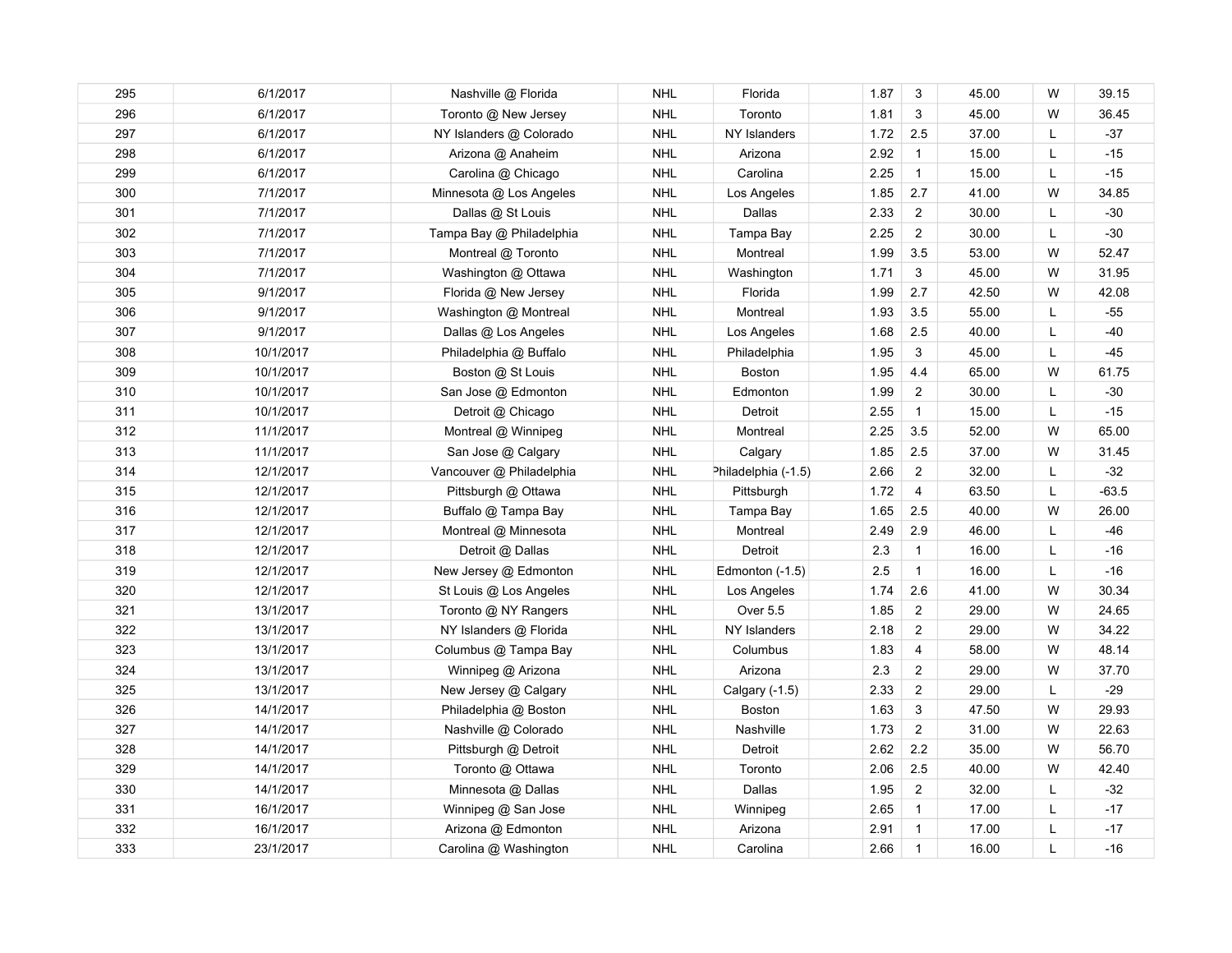| | | | | | | | | | | |
|---|---|---|---|---|---|---|---|---|---|---|
| 295 | 6/1/2017 | Nashville @ Florida | NHL | Florida | | 1.87 | 3 | 45.00 | W | 39.15 |
| 296 | 6/1/2017 | Toronto @ New Jersey | NHL | Toronto | | 1.81 | 3 | 45.00 | W | 36.45 |
| 297 | 6/1/2017 | NY Islanders @ Colorado | NHL | NY Islanders | | 1.72 | 2.5 | 37.00 | L | -37 |
| 298 | 6/1/2017 | Arizona @ Anaheim | NHL | Arizona | | 2.92 | 1 | 15.00 | L | -15 |
| 299 | 6/1/2017 | Carolina @ Chicago | NHL | Carolina | | 2.25 | 1 | 15.00 | L | -15 |
| 300 | 7/1/2017 | Minnesota @ Los Angeles | NHL | Los Angeles | | 1.85 | 2.7 | 41.00 | W | 34.85 |
| 301 | 7/1/2017 | Dallas @ St Louis | NHL | Dallas | | 2.33 | 2 | 30.00 | L | -30 |
| 302 | 7/1/2017 | Tampa Bay @ Philadelphia | NHL | Tampa Bay | | 2.25 | 2 | 30.00 | L | -30 |
| 303 | 7/1/2017 | Montreal @ Toronto | NHL | Montreal | | 1.99 | 3.5 | 53.00 | W | 52.47 |
| 304 | 7/1/2017 | Washington @ Ottawa | NHL | Washington | | 1.71 | 3 | 45.00 | W | 31.95 |
| 305 | 9/1/2017 | Florida @ New Jersey | NHL | Florida | | 1.99 | 2.7 | 42.50 | W | 42.08 |
| 306 | 9/1/2017 | Washington @ Montreal | NHL | Montreal | | 1.93 | 3.5 | 55.00 | L | -55 |
| 307 | 9/1/2017 | Dallas @ Los Angeles | NHL | Los Angeles | | 1.68 | 2.5 | 40.00 | L | -40 |
| 308 | 10/1/2017 | Philadelphia @ Buffalo | NHL | Philadelphia | | 1.95 | 3 | 45.00 | L | -45 |
| 309 | 10/1/2017 | Boston @ St Louis | NHL | Boston | | 1.95 | 4.4 | 65.00 | W | 61.75 |
| 310 | 10/1/2017 | San Jose @ Edmonton | NHL | Edmonton | | 1.99 | 2 | 30.00 | L | -30 |
| 311 | 10/1/2017 | Detroit @ Chicago | NHL | Detroit | | 2.55 | 1 | 15.00 | L | -15 |
| 312 | 11/1/2017 | Montreal @ Winnipeg | NHL | Montreal | | 2.25 | 3.5 | 52.00 | W | 65.00 |
| 313 | 11/1/2017 | San Jose @ Calgary | NHL | Calgary | | 1.85 | 2.5 | 37.00 | W | 31.45 |
| 314 | 12/1/2017 | Vancouver @ Philadelphia | NHL | Philadelphia (-1.5) | | 2.66 | 2 | 32.00 | L | -32 |
| 315 | 12/1/2017 | Pittsburgh @ Ottawa | NHL | Pittsburgh | | 1.72 | 4 | 63.50 | L | -63.5 |
| 316 | 12/1/2017 | Buffalo @ Tampa Bay | NHL | Tampa Bay | | 1.65 | 2.5 | 40.00 | W | 26.00 |
| 317 | 12/1/2017 | Montreal @ Minnesota | NHL | Montreal | | 2.49 | 2.9 | 46.00 | L | -46 |
| 318 | 12/1/2017 | Detroit @ Dallas | NHL | Detroit | | 2.3 | 1 | 16.00 | L | -16 |
| 319 | 12/1/2017 | New Jersey @ Edmonton | NHL | Edmonton (-1.5) | | 2.5 | 1 | 16.00 | L | -16 |
| 320 | 12/1/2017 | St Louis @ Los Angeles | NHL | Los Angeles | | 1.74 | 2.6 | 41.00 | W | 30.34 |
| 321 | 13/1/2017 | Toronto @ NY Rangers | NHL | Over 5.5 | | 1.85 | 2 | 29.00 | W | 24.65 |
| 322 | 13/1/2017 | NY Islanders @ Florida | NHL | NY Islanders | | 2.18 | 2 | 29.00 | W | 34.22 |
| 323 | 13/1/2017 | Columbus @ Tampa Bay | NHL | Columbus | | 1.83 | 4 | 58.00 | W | 48.14 |
| 324 | 13/1/2017 | Winnipeg @ Arizona | NHL | Arizona | | 2.3 | 2 | 29.00 | W | 37.70 |
| 325 | 13/1/2017 | New Jersey @ Calgary | NHL | Calgary (-1.5) | | 2.33 | 2 | 29.00 | L | -29 |
| 326 | 14/1/2017 | Philadelphia @ Boston | NHL | Boston | | 1.63 | 3 | 47.50 | W | 29.93 |
| 327 | 14/1/2017 | Nashville @ Colorado | NHL | Nashville | | 1.73 | 2 | 31.00 | W | 22.63 |
| 328 | 14/1/2017 | Pittsburgh @ Detroit | NHL | Detroit | | 2.62 | 2.2 | 35.00 | W | 56.70 |
| 329 | 14/1/2017 | Toronto @ Ottawa | NHL | Toronto | | 2.06 | 2.5 | 40.00 | W | 42.40 |
| 330 | 14/1/2017 | Minnesota @ Dallas | NHL | Dallas | | 1.95 | 2 | 32.00 | L | -32 |
| 331 | 16/1/2017 | Winnipeg @ San Jose | NHL | Winnipeg | | 2.65 | 1 | 17.00 | L | -17 |
| 332 | 16/1/2017 | Arizona @ Edmonton | NHL | Arizona | | 2.91 | 1 | 17.00 | L | -17 |
| 333 | 23/1/2017 | Carolina @ Washington | NHL | Carolina | | 2.66 | 1 | 16.00 | L | -16 |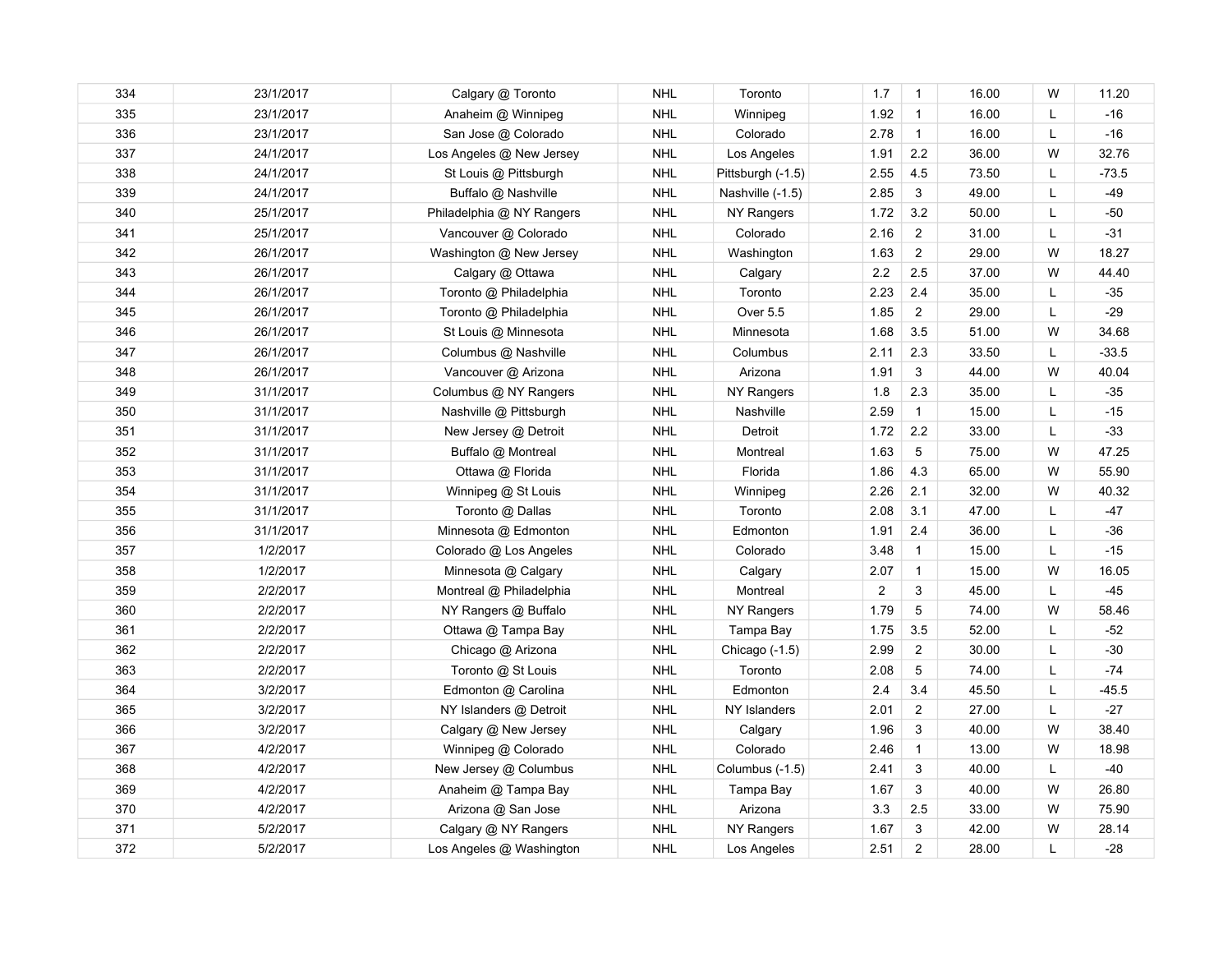| 334 | 23/1/2017 | Calgary @ Toronto | NHL | Toronto | | 1.7 | 1 | 16.00 | W | 11.20 |
|---|---|---|---|---|---|---|---|---|---|---|
| 335 | 23/1/2017 | Anaheim @ Winnipeg | NHL | Winnipeg | | 1.92 | 1 | 16.00 | L | -16 |
| 336 | 23/1/2017 | San Jose @ Colorado | NHL | Colorado | | 2.78 | 1 | 16.00 | L | -16 |
| 337 | 24/1/2017 | Los Angeles @ New Jersey | NHL | Los Angeles | | 1.91 | 2.2 | 36.00 | W | 32.76 |
| 338 | 24/1/2017 | St Louis @ Pittsburgh | NHL | Pittsburgh (-1.5) | | 2.55 | 4.5 | 73.50 | L | -73.5 |
| 339 | 24/1/2017 | Buffalo @ Nashville | NHL | Nashville (-1.5) | | 2.85 | 3 | 49.00 | L | -49 |
| 340 | 25/1/2017 | Philadelphia @ NY Rangers | NHL | NY Rangers | | 1.72 | 3.2 | 50.00 | L | -50 |
| 341 | 25/1/2017 | Vancouver @ Colorado | NHL | Colorado | | 2.16 | 2 | 31.00 | L | -31 |
| 342 | 26/1/2017 | Washington @ New Jersey | NHL | Washington | | 1.63 | 2 | 29.00 | W | 18.27 |
| 343 | 26/1/2017 | Calgary @ Ottawa | NHL | Calgary | | 2.2 | 2.5 | 37.00 | W | 44.40 |
| 344 | 26/1/2017 | Toronto @ Philadelphia | NHL | Toronto | | 2.23 | 2.4 | 35.00 | L | -35 |
| 345 | 26/1/2017 | Toronto @ Philadelphia | NHL | Over 5.5 | | 1.85 | 2 | 29.00 | L | -29 |
| 346 | 26/1/2017 | St Louis @ Minnesota | NHL | Minnesota | | 1.68 | 3.5 | 51.00 | W | 34.68 |
| 347 | 26/1/2017 | Columbus @ Nashville | NHL | Columbus | | 2.11 | 2.3 | 33.50 | L | -33.5 |
| 348 | 26/1/2017 | Vancouver @ Arizona | NHL | Arizona | | 1.91 | 3 | 44.00 | W | 40.04 |
| 349 | 31/1/2017 | Columbus @ NY Rangers | NHL | NY Rangers | | 1.8 | 2.3 | 35.00 | L | -35 |
| 350 | 31/1/2017 | Nashville @ Pittsburgh | NHL | Nashville | | 2.59 | 1 | 15.00 | L | -15 |
| 351 | 31/1/2017 | New Jersey @ Detroit | NHL | Detroit | | 1.72 | 2.2 | 33.00 | L | -33 |
| 352 | 31/1/2017 | Buffalo @ Montreal | NHL | Montreal | | 1.63 | 5 | 75.00 | W | 47.25 |
| 353 | 31/1/2017 | Ottawa @ Florida | NHL | Florida | | 1.86 | 4.3 | 65.00 | W | 55.90 |
| 354 | 31/1/2017 | Winnipeg @ St Louis | NHL | Winnipeg | | 2.26 | 2.1 | 32.00 | W | 40.32 |
| 355 | 31/1/2017 | Toronto @ Dallas | NHL | Toronto | | 2.08 | 3.1 | 47.00 | L | -47 |
| 356 | 31/1/2017 | Minnesota @ Edmonton | NHL | Edmonton | | 1.91 | 2.4 | 36.00 | L | -36 |
| 357 | 1/2/2017 | Colorado @ Los Angeles | NHL | Colorado | | 3.48 | 1 | 15.00 | L | -15 |
| 358 | 1/2/2017 | Minnesota @ Calgary | NHL | Calgary | | 2.07 | 1 | 15.00 | W | 16.05 |
| 359 | 2/2/2017 | Montreal @ Philadelphia | NHL | Montreal | | 2 | 3 | 45.00 | L | -45 |
| 360 | 2/2/2017 | NY Rangers @ Buffalo | NHL | NY Rangers | | 1.79 | 5 | 74.00 | W | 58.46 |
| 361 | 2/2/2017 | Ottawa @ Tampa Bay | NHL | Tampa Bay | | 1.75 | 3.5 | 52.00 | L | -52 |
| 362 | 2/2/2017 | Chicago @ Arizona | NHL | Chicago (-1.5) | | 2.99 | 2 | 30.00 | L | -30 |
| 363 | 2/2/2017 | Toronto @ St Louis | NHL | Toronto | | 2.08 | 5 | 74.00 | L | -74 |
| 364 | 3/2/2017 | Edmonton @ Carolina | NHL | Edmonton | | 2.4 | 3.4 | 45.50 | L | -45.5 |
| 365 | 3/2/2017 | NY Islanders @ Detroit | NHL | NY Islanders | | 2.01 | 2 | 27.00 | L | -27 |
| 366 | 3/2/2017 | Calgary @ New Jersey | NHL | Calgary | | 1.96 | 3 | 40.00 | W | 38.40 |
| 367 | 4/2/2017 | Winnipeg @ Colorado | NHL | Colorado | | 2.46 | 1 | 13.00 | W | 18.98 |
| 368 | 4/2/2017 | New Jersey @ Columbus | NHL | Columbus (-1.5) | | 2.41 | 3 | 40.00 | L | -40 |
| 369 | 4/2/2017 | Anaheim @ Tampa Bay | NHL | Tampa Bay | | 1.67 | 3 | 40.00 | W | 26.80 |
| 370 | 4/2/2017 | Arizona @ San Jose | NHL | Arizona | | 3.3 | 2.5 | 33.00 | W | 75.90 |
| 371 | 5/2/2017 | Calgary @ NY Rangers | NHL | NY Rangers | | 1.67 | 3 | 42.00 | W | 28.14 |
| 372 | 5/2/2017 | Los Angeles @ Washington | NHL | Los Angeles | | 2.51 | 2 | 28.00 | L | -28 |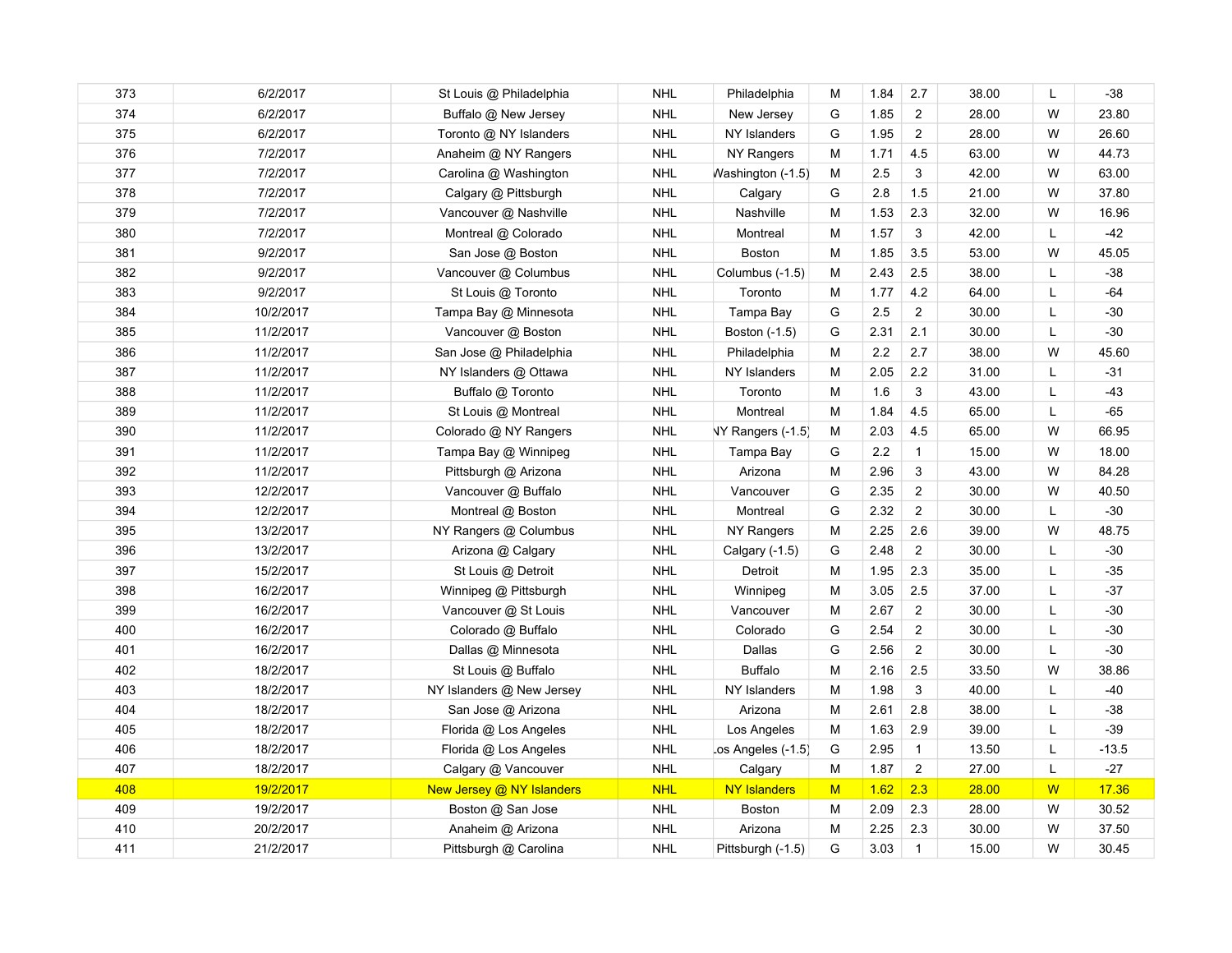| | | | | | | | | | | |
|---|---|---|---|---|---|---|---|---|---|---|
| 373 | 6/2/2017 | St Louis @ Philadelphia | NHL | Philadelphia | M | 1.84 | 2.7 | 38.00 | L | -38 |
| 374 | 6/2/2017 | Buffalo @ New Jersey | NHL | New Jersey | G | 1.85 | 2 | 28.00 | W | 23.80 |
| 375 | 6/2/2017 | Toronto @ NY Islanders | NHL | NY Islanders | G | 1.95 | 2 | 28.00 | W | 26.60 |
| 376 | 7/2/2017 | Anaheim @ NY Rangers | NHL | NY Rangers | M | 1.71 | 4.5 | 63.00 | W | 44.73 |
| 377 | 7/2/2017 | Carolina @ Washington | NHL | Washington (-1.5) | M | 2.5 | 3 | 42.00 | W | 63.00 |
| 378 | 7/2/2017 | Calgary @ Pittsburgh | NHL | Calgary | G | 2.8 | 1.5 | 21.00 | W | 37.80 |
| 379 | 7/2/2017 | Vancouver @ Nashville | NHL | Nashville | M | 1.53 | 2.3 | 32.00 | W | 16.96 |
| 380 | 7/2/2017 | Montreal @ Colorado | NHL | Montreal | M | 1.57 | 3 | 42.00 | L | -42 |
| 381 | 9/2/2017 | San Jose @ Boston | NHL | Boston | M | 1.85 | 3.5 | 53.00 | W | 45.05 |
| 382 | 9/2/2017 | Vancouver @ Columbus | NHL | Columbus (-1.5) | M | 2.43 | 2.5 | 38.00 | L | -38 |
| 383 | 9/2/2017 | St Louis @ Toronto | NHL | Toronto | M | 1.77 | 4.2 | 64.00 | L | -64 |
| 384 | 10/2/2017 | Tampa Bay @ Minnesota | NHL | Tampa Bay | G | 2.5 | 2 | 30.00 | L | -30 |
| 385 | 11/2/2017 | Vancouver @ Boston | NHL | Boston (-1.5) | G | 2.31 | 2.1 | 30.00 | L | -30 |
| 386 | 11/2/2017 | San Jose @ Philadelphia | NHL | Philadelphia | M | 2.2 | 2.7 | 38.00 | W | 45.60 |
| 387 | 11/2/2017 | NY Islanders @ Ottawa | NHL | NY Islanders | M | 2.05 | 2.2 | 31.00 | L | -31 |
| 388 | 11/2/2017 | Buffalo @ Toronto | NHL | Toronto | M | 1.6 | 3 | 43.00 | L | -43 |
| 389 | 11/2/2017 | St Louis @ Montreal | NHL | Montreal | M | 1.84 | 4.5 | 65.00 | L | -65 |
| 390 | 11/2/2017 | Colorado @ NY Rangers | NHL | NY Rangers (-1.5) | M | 2.03 | 4.5 | 65.00 | W | 66.95 |
| 391 | 11/2/2017 | Tampa Bay @ Winnipeg | NHL | Tampa Bay | G | 2.2 | 1 | 15.00 | W | 18.00 |
| 392 | 11/2/2017 | Pittsburgh @ Arizona | NHL | Arizona | M | 2.96 | 3 | 43.00 | W | 84.28 |
| 393 | 12/2/2017 | Vancouver @ Buffalo | NHL | Vancouver | G | 2.35 | 2 | 30.00 | W | 40.50 |
| 394 | 12/2/2017 | Montreal @ Boston | NHL | Montreal | G | 2.32 | 2 | 30.00 | L | -30 |
| 395 | 13/2/2017 | NY Rangers @ Columbus | NHL | NY Rangers | M | 2.25 | 2.6 | 39.00 | W | 48.75 |
| 396 | 13/2/2017 | Arizona @ Calgary | NHL | Calgary (-1.5) | G | 2.48 | 2 | 30.00 | L | -30 |
| 397 | 15/2/2017 | St Louis @ Detroit | NHL | Detroit | M | 1.95 | 2.3 | 35.00 | L | -35 |
| 398 | 16/2/2017 | Winnipeg @ Pittsburgh | NHL | Winnipeg | M | 3.05 | 2.5 | 37.00 | L | -37 |
| 399 | 16/2/2017 | Vancouver @ St Louis | NHL | Vancouver | M | 2.67 | 2 | 30.00 | L | -30 |
| 400 | 16/2/2017 | Colorado @ Buffalo | NHL | Colorado | G | 2.54 | 2 | 30.00 | L | -30 |
| 401 | 16/2/2017 | Dallas @ Minnesota | NHL | Dallas | G | 2.56 | 2 | 30.00 | L | -30 |
| 402 | 18/2/2017 | St Louis @ Buffalo | NHL | Buffalo | M | 2.16 | 2.5 | 33.50 | W | 38.86 |
| 403 | 18/2/2017 | NY Islanders @ New Jersey | NHL | NY Islanders | M | 1.98 | 3 | 40.00 | L | -40 |
| 404 | 18/2/2017 | San Jose @ Arizona | NHL | Arizona | M | 2.61 | 2.8 | 38.00 | L | -38 |
| 405 | 18/2/2017 | Florida @ Los Angeles | NHL | Los Angeles | M | 1.63 | 2.9 | 39.00 | L | -39 |
| 406 | 18/2/2017 | Florida @ Los Angeles | NHL | Los Angeles (-1.5) | G | 2.95 | 1 | 13.50 | L | -13.5 |
| 407 | 18/2/2017 | Calgary @ Vancouver | NHL | Calgary | M | 1.87 | 2 | 27.00 | L | -27 |
| 408 | 19/2/2017 | New Jersey @ NY Islanders | NHL | NY Islanders | M | 1.62 | 2.3 | 28.00 | W | 17.36 |
| 409 | 19/2/2017 | Boston @ San Jose | NHL | Boston | M | 2.09 | 2.3 | 28.00 | W | 30.52 |
| 410 | 20/2/2017 | Anaheim @ Arizona | NHL | Arizona | M | 2.25 | 2.3 | 30.00 | W | 37.50 |
| 411 | 21/2/2017 | Pittsburgh @ Carolina | NHL | Pittsburgh (-1.5) | G | 3.03 | 1 | 15.00 | W | 30.45 |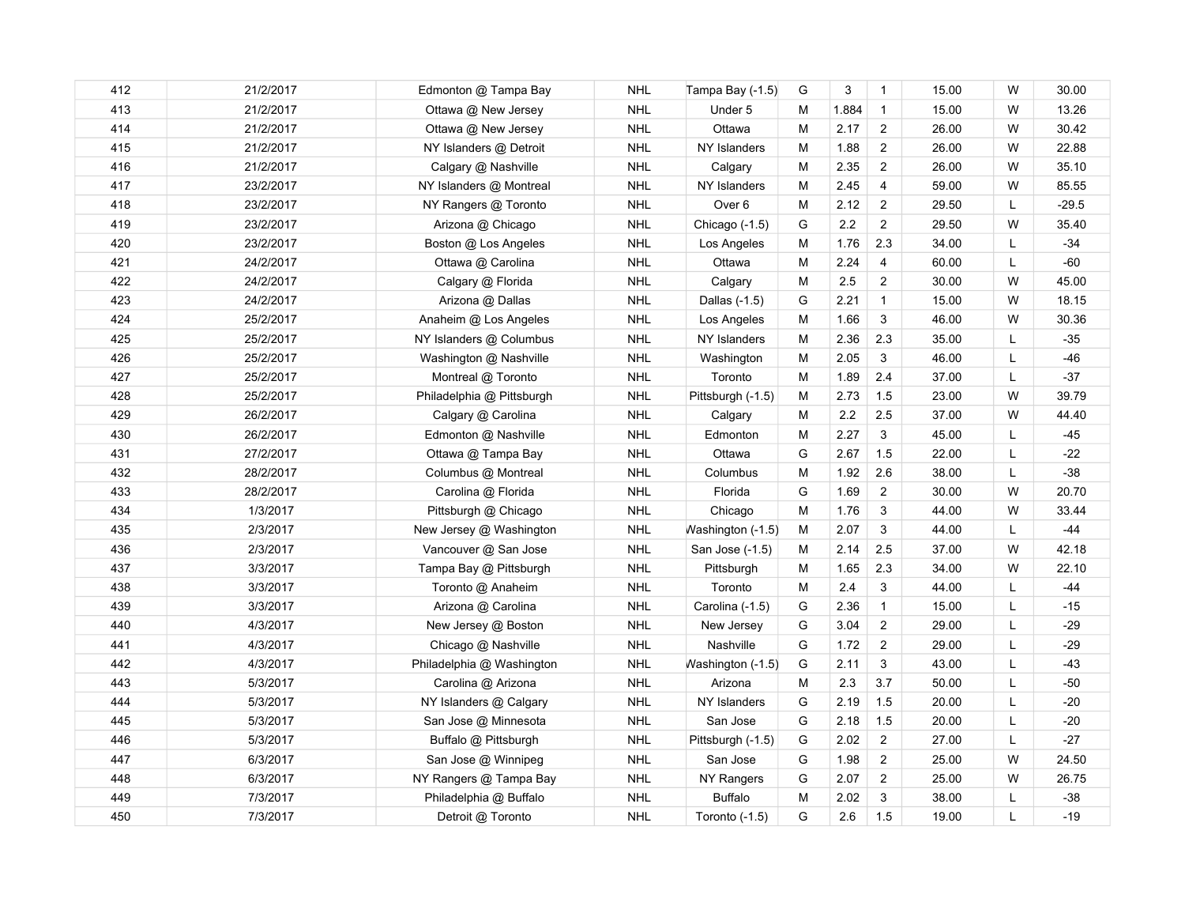| | | | | | | | | | | |
|---|---|---|---|---|---|---|---|---|---|---|
| 412 | 21/2/2017 | Edmonton @ Tampa Bay | NHL | Tampa Bay (-1.5) | G | 3 | 1 | 15.00 | W | 30.00 |
| 413 | 21/2/2017 | Ottawa @ New Jersey | NHL | Under 5 | M | 1.884 | 1 | 15.00 | W | 13.26 |
| 414 | 21/2/2017 | Ottawa @ New Jersey | NHL | Ottawa | M | 2.17 | 2 | 26.00 | W | 30.42 |
| 415 | 21/2/2017 | NY Islanders @ Detroit | NHL | NY Islanders | M | 1.88 | 2 | 26.00 | W | 22.88 |
| 416 | 21/2/2017 | Calgary @ Nashville | NHL | Calgary | M | 2.35 | 2 | 26.00 | W | 35.10 |
| 417 | 23/2/2017 | NY Islanders @ Montreal | NHL | NY Islanders | M | 2.45 | 4 | 59.00 | W | 85.55 |
| 418 | 23/2/2017 | NY Rangers @ Toronto | NHL | Over 6 | M | 2.12 | 2 | 29.50 | L | -29.5 |
| 419 | 23/2/2017 | Arizona @ Chicago | NHL | Chicago (-1.5) | G | 2.2 | 2 | 29.50 | W | 35.40 |
| 420 | 23/2/2017 | Boston @ Los Angeles | NHL | Los Angeles | M | 1.76 | 2.3 | 34.00 | L | -34 |
| 421 | 24/2/2017 | Ottawa @ Carolina | NHL | Ottawa | M | 2.24 | 4 | 60.00 | L | -60 |
| 422 | 24/2/2017 | Calgary @ Florida | NHL | Calgary | M | 2.5 | 2 | 30.00 | W | 45.00 |
| 423 | 24/2/2017 | Arizona @ Dallas | NHL | Dallas (-1.5) | G | 2.21 | 1 | 15.00 | W | 18.15 |
| 424 | 25/2/2017 | Anaheim @ Los Angeles | NHL | Los Angeles | M | 1.66 | 3 | 46.00 | W | 30.36 |
| 425 | 25/2/2017 | NY Islanders @ Columbus | NHL | NY Islanders | M | 2.36 | 2.3 | 35.00 | L | -35 |
| 426 | 25/2/2017 | Washington @ Nashville | NHL | Washington | M | 2.05 | 3 | 46.00 | L | -46 |
| 427 | 25/2/2017 | Montreal @ Toronto | NHL | Toronto | M | 1.89 | 2.4 | 37.00 | L | -37 |
| 428 | 25/2/2017 | Philadelphia @ Pittsburgh | NHL | Pittsburgh (-1.5) | M | 2.73 | 1.5 | 23.00 | W | 39.79 |
| 429 | 26/2/2017 | Calgary @ Carolina | NHL | Calgary | M | 2.2 | 2.5 | 37.00 | W | 44.40 |
| 430 | 26/2/2017 | Edmonton @ Nashville | NHL | Edmonton | M | 2.27 | 3 | 45.00 | L | -45 |
| 431 | 27/2/2017 | Ottawa @ Tampa Bay | NHL | Ottawa | G | 2.67 | 1.5 | 22.00 | L | -22 |
| 432 | 28/2/2017 | Columbus @ Montreal | NHL | Columbus | M | 1.92 | 2.6 | 38.00 | L | -38 |
| 433 | 28/2/2017 | Carolina @ Florida | NHL | Florida | G | 1.69 | 2 | 30.00 | W | 20.70 |
| 434 | 1/3/2017 | Pittsburgh @ Chicago | NHL | Chicago | M | 1.76 | 3 | 44.00 | W | 33.44 |
| 435 | 2/3/2017 | New Jersey @ Washington | NHL | Washington (-1.5) | M | 2.07 | 3 | 44.00 | L | -44 |
| 436 | 2/3/2017 | Vancouver @ San Jose | NHL | San Jose (-1.5) | M | 2.14 | 2.5 | 37.00 | W | 42.18 |
| 437 | 3/3/2017 | Tampa Bay @ Pittsburgh | NHL | Pittsburgh | M | 1.65 | 2.3 | 34.00 | W | 22.10 |
| 438 | 3/3/2017 | Toronto @ Anaheim | NHL | Toronto | M | 2.4 | 3 | 44.00 | L | -44 |
| 439 | 3/3/2017 | Arizona @ Carolina | NHL | Carolina (-1.5) | G | 2.36 | 1 | 15.00 | L | -15 |
| 440 | 4/3/2017 | New Jersey @ Boston | NHL | New Jersey | G | 3.04 | 2 | 29.00 | L | -29 |
| 441 | 4/3/2017 | Chicago @ Nashville | NHL | Nashville | G | 1.72 | 2 | 29.00 | L | -29 |
| 442 | 4/3/2017 | Philadelphia @ Washington | NHL | Washington (-1.5) | G | 2.11 | 3 | 43.00 | L | -43 |
| 443 | 5/3/2017 | Carolina @ Arizona | NHL | Arizona | M | 2.3 | 3.7 | 50.00 | L | -50 |
| 444 | 5/3/2017 | NY Islanders @ Calgary | NHL | NY Islanders | G | 2.19 | 1.5 | 20.00 | L | -20 |
| 445 | 5/3/2017 | San Jose @ Minnesota | NHL | San Jose | G | 2.18 | 1.5 | 20.00 | L | -20 |
| 446 | 5/3/2017 | Buffalo @ Pittsburgh | NHL | Pittsburgh (-1.5) | G | 2.02 | 2 | 27.00 | L | -27 |
| 447 | 6/3/2017 | San Jose @ Winnipeg | NHL | San Jose | G | 1.98 | 2 | 25.00 | W | 24.50 |
| 448 | 6/3/2017 | NY Rangers @ Tampa Bay | NHL | NY Rangers | G | 2.07 | 2 | 25.00 | W | 26.75 |
| 449 | 7/3/2017 | Philadelphia @ Buffalo | NHL | Buffalo | M | 2.02 | 3 | 38.00 | L | -38 |
| 450 | 7/3/2017 | Detroit @ Toronto | NHL | Toronto (-1.5) | G | 2.6 | 1.5 | 19.00 | L | -19 |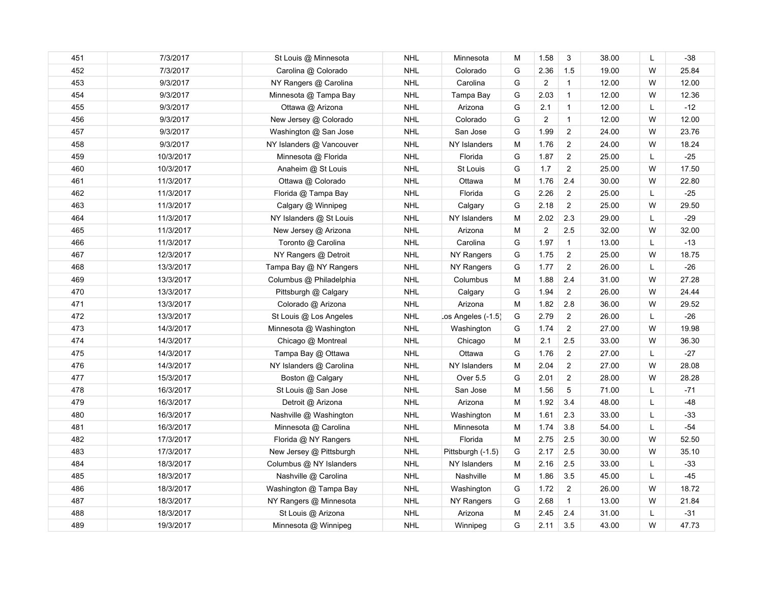| | | | | | | | | | | |
|---|---|---|---|---|---|---|---|---|---|---|
| 451 | 7/3/2017 | St Louis @ Minnesota | NHL | Minnesota | M | 1.58 | 3 | 38.00 | L | -38 |
| 452 | 7/3/2017 | Carolina @ Colorado | NHL | Colorado | G | 2.36 | 1.5 | 19.00 | W | 25.84 |
| 453 | 9/3/2017 | NY Rangers @ Carolina | NHL | Carolina | G | 2 | 1 | 12.00 | W | 12.00 |
| 454 | 9/3/2017 | Minnesota @ Tampa Bay | NHL | Tampa Bay | G | 2.03 | 1 | 12.00 | W | 12.36 |
| 455 | 9/3/2017 | Ottawa @ Arizona | NHL | Arizona | G | 2.1 | 1 | 12.00 | L | -12 |
| 456 | 9/3/2017 | New Jersey @ Colorado | NHL | Colorado | G | 2 | 1 | 12.00 | W | 12.00 |
| 457 | 9/3/2017 | Washington @ San Jose | NHL | San Jose | G | 1.99 | 2 | 24.00 | W | 23.76 |
| 458 | 9/3/2017 | NY Islanders @ Vancouver | NHL | NY Islanders | M | 1.76 | 2 | 24.00 | W | 18.24 |
| 459 | 10/3/2017 | Minnesota @ Florida | NHL | Florida | G | 1.87 | 2 | 25.00 | L | -25 |
| 460 | 10/3/2017 | Anaheim @ St Louis | NHL | St Louis | G | 1.7 | 2 | 25.00 | W | 17.50 |
| 461 | 11/3/2017 | Ottawa @ Colorado | NHL | Ottawa | M | 1.76 | 2.4 | 30.00 | W | 22.80 |
| 462 | 11/3/2017 | Florida @ Tampa Bay | NHL | Florida | G | 2.26 | 2 | 25.00 | L | -25 |
| 463 | 11/3/2017 | Calgary @ Winnipeg | NHL | Calgary | G | 2.18 | 2 | 25.00 | W | 29.50 |
| 464 | 11/3/2017 | NY Islanders @ St Louis | NHL | NY Islanders | M | 2.02 | 2.3 | 29.00 | L | -29 |
| 465 | 11/3/2017 | New Jersey @ Arizona | NHL | Arizona | M | 2 | 2.5 | 32.00 | W | 32.00 |
| 466 | 11/3/2017 | Toronto @ Carolina | NHL | Carolina | G | 1.97 | 1 | 13.00 | L | -13 |
| 467 | 12/3/2017 | NY Rangers @ Detroit | NHL | NY Rangers | G | 1.75 | 2 | 25.00 | W | 18.75 |
| 468 | 13/3/2017 | Tampa Bay @ NY Rangers | NHL | NY Rangers | G | 1.77 | 2 | 26.00 | L | -26 |
| 469 | 13/3/2017 | Columbus @ Philadelphia | NHL | Columbus | M | 1.88 | 2.4 | 31.00 | W | 27.28 |
| 470 | 13/3/2017 | Pittsburgh @ Calgary | NHL | Calgary | G | 1.94 | 2 | 26.00 | W | 24.44 |
| 471 | 13/3/2017 | Colorado @ Arizona | NHL | Arizona | M | 1.82 | 2.8 | 36.00 | W | 29.52 |
| 472 | 13/3/2017 | St Louis @ Los Angeles | NHL | Los Angeles (-1.5) | G | 2.79 | 2 | 26.00 | L | -26 |
| 473 | 14/3/2017 | Minnesota @ Washington | NHL | Washington | G | 1.74 | 2 | 27.00 | W | 19.98 |
| 474 | 14/3/2017 | Chicago @ Montreal | NHL | Chicago | M | 2.1 | 2.5 | 33.00 | W | 36.30 |
| 475 | 14/3/2017 | Tampa Bay @ Ottawa | NHL | Ottawa | G | 1.76 | 2 | 27.00 | L | -27 |
| 476 | 14/3/2017 | NY Islanders @ Carolina | NHL | NY Islanders | M | 2.04 | 2 | 27.00 | W | 28.08 |
| 477 | 15/3/2017 | Boston @ Calgary | NHL | Over 5.5 | G | 2.01 | 2 | 28.00 | W | 28.28 |
| 478 | 16/3/2017 | St Louis @ San Jose | NHL | San Jose | M | 1.56 | 5 | 71.00 | L | -71 |
| 479 | 16/3/2017 | Detroit @ Arizona | NHL | Arizona | M | 1.92 | 3.4 | 48.00 | L | -48 |
| 480 | 16/3/2017 | Nashville @ Washington | NHL | Washington | M | 1.61 | 2.3 | 33.00 | L | -33 |
| 481 | 16/3/2017 | Minnesota @ Carolina | NHL | Minnesota | M | 1.74 | 3.8 | 54.00 | L | -54 |
| 482 | 17/3/2017 | Florida @ NY Rangers | NHL | Florida | M | 2.75 | 2.5 | 30.00 | W | 52.50 |
| 483 | 17/3/2017 | New Jersey @ Pittsburgh | NHL | Pittsburgh (-1.5) | G | 2.17 | 2.5 | 30.00 | W | 35.10 |
| 484 | 18/3/2017 | Columbus @ NY Islanders | NHL | NY Islanders | M | 2.16 | 2.5 | 33.00 | L | -33 |
| 485 | 18/3/2017 | Nashville @ Carolina | NHL | Nashville | M | 1.86 | 3.5 | 45.00 | L | -45 |
| 486 | 18/3/2017 | Washington @ Tampa Bay | NHL | Washington | G | 1.72 | 2 | 26.00 | W | 18.72 |
| 487 | 18/3/2017 | NY Rangers @ Minnesota | NHL | NY Rangers | G | 2.68 | 1 | 13.00 | W | 21.84 |
| 488 | 18/3/2017 | St Louis @ Arizona | NHL | Arizona | M | 2.45 | 2.4 | 31.00 | L | -31 |
| 489 | 19/3/2017 | Minnesota @ Winnipeg | NHL | Winnipeg | G | 2.11 | 3.5 | 43.00 | W | 47.73 |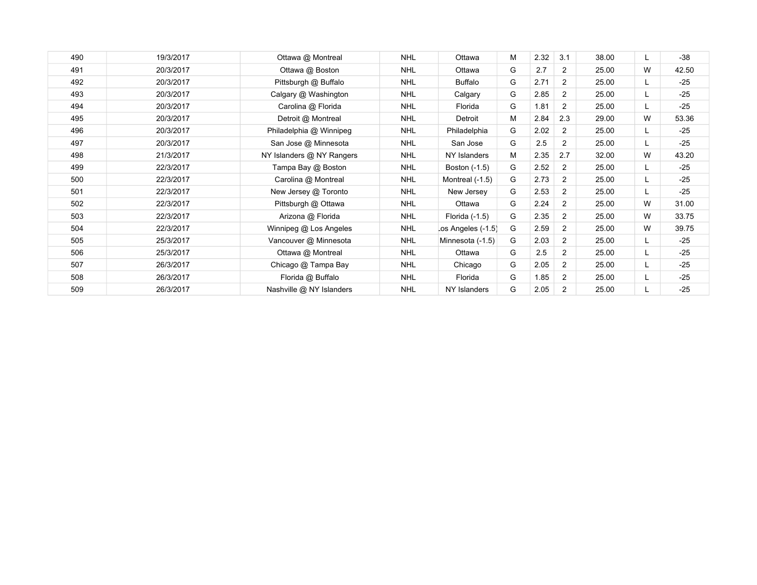| | | | | | | | | | | |
|---|---|---|---|---|---|---|---|---|---|---|
| 490 | 19/3/2017 | Ottawa @ Montreal | NHL | Ottawa | M | 2.32 | 3.1 | 38.00 | L | -38 |
| 491 | 20/3/2017 | Ottawa @ Boston | NHL | Ottawa | G | 2.7 | 2 | 25.00 | W | 42.50 |
| 492 | 20/3/2017 | Pittsburgh @ Buffalo | NHL | Buffalo | G | 2.71 | 2 | 25.00 | L | -25 |
| 493 | 20/3/2017 | Calgary @ Washington | NHL | Calgary | G | 2.85 | 2 | 25.00 | L | -25 |
| 494 | 20/3/2017 | Carolina @ Florida | NHL | Florida | G | 1.81 | 2 | 25.00 | L | -25 |
| 495 | 20/3/2017 | Detroit @ Montreal | NHL | Detroit | M | 2.84 | 2.3 | 29.00 | W | 53.36 |
| 496 | 20/3/2017 | Philadelphia @ Winnipeg | NHL | Philadelphia | G | 2.02 | 2 | 25.00 | L | -25 |
| 497 | 20/3/2017 | San Jose @ Minnesota | NHL | San Jose | G | 2.5 | 2 | 25.00 | L | -25 |
| 498 | 21/3/2017 | NY Islanders @ NY Rangers | NHL | NY Islanders | M | 2.35 | 2.7 | 32.00 | W | 43.20 |
| 499 | 22/3/2017 | Tampa Bay @ Boston | NHL | Boston (-1.5) | G | 2.52 | 2 | 25.00 | L | -25 |
| 500 | 22/3/2017 | Carolina @ Montreal | NHL | Montreal (-1.5) | G | 2.73 | 2 | 25.00 | L | -25 |
| 501 | 22/3/2017 | New Jersey @ Toronto | NHL | New Jersey | G | 2.53 | 2 | 25.00 | L | -25 |
| 502 | 22/3/2017 | Pittsburgh @ Ottawa | NHL | Ottawa | G | 2.24 | 2 | 25.00 | W | 31.00 |
| 503 | 22/3/2017 | Arizona @ Florida | NHL | Florida (-1.5) | G | 2.35 | 2 | 25.00 | W | 33.75 |
| 504 | 22/3/2017 | Winnipeg @ Los Angeles | NHL | Los Angeles (-1.5) | G | 2.59 | 2 | 25.00 | W | 39.75 |
| 505 | 25/3/2017 | Vancouver @ Minnesota | NHL | Minnesota (-1.5) | G | 2.03 | 2 | 25.00 | L | -25 |
| 506 | 25/3/2017 | Ottawa @ Montreal | NHL | Ottawa | G | 2.5 | 2 | 25.00 | L | -25 |
| 507 | 26/3/2017 | Chicago @ Tampa Bay | NHL | Chicago | G | 2.05 | 2 | 25.00 | L | -25 |
| 508 | 26/3/2017 | Florida @ Buffalo | NHL | Florida | G | 1.85 | 2 | 25.00 | L | -25 |
| 509 | 26/3/2017 | Nashville @ NY Islanders | NHL | NY Islanders | G | 2.05 | 2 | 25.00 | L | -25 |